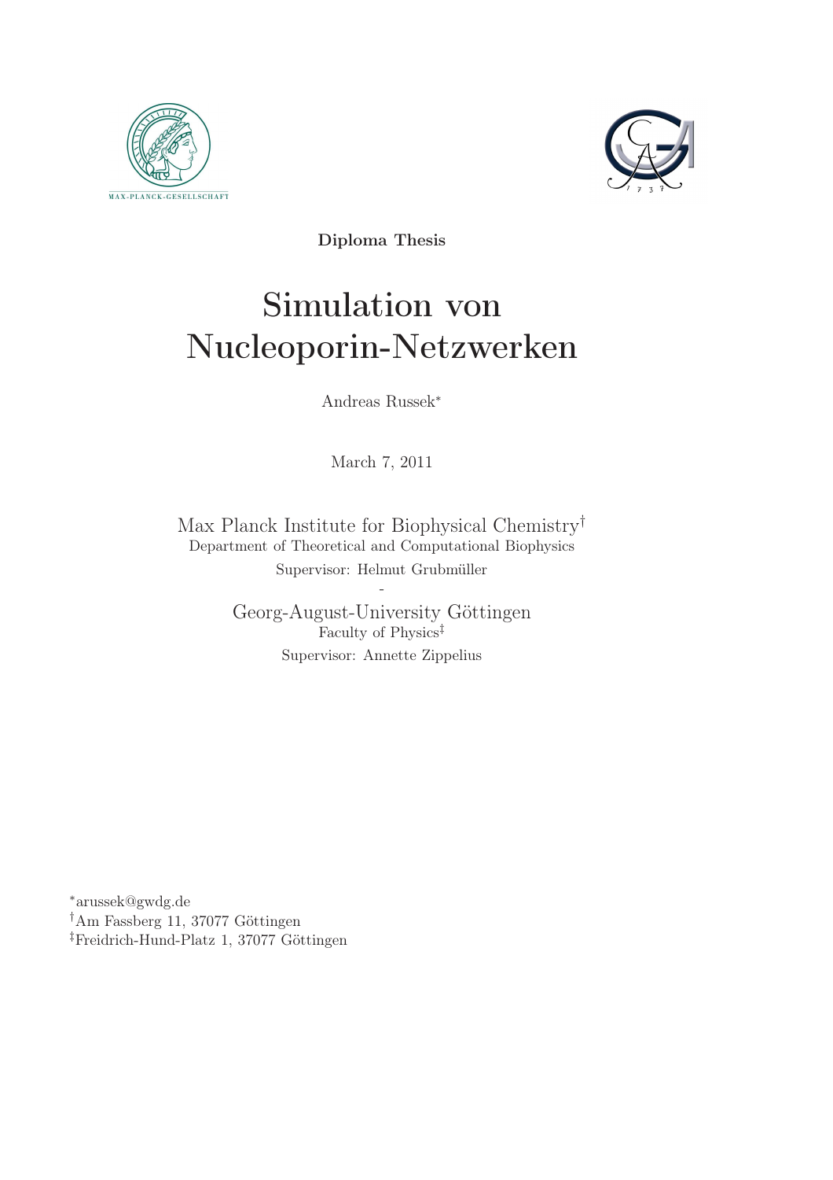**Diploma Thesis**

# Simulation von Nucleoporin-Netzwerken

Andreas Russek*

March 7, 2011

Max Planck Institute for Biophysical Chemistry†
Department of Theoretical and Computational Biophysics
Supervisor: Helmut Grubmüller

-

Georg-August-University Göttingen
Faculty of Physics‡
Supervisor: Annette Zippelius

*arussek@gwdg.de
†Am Fassberg 11, 37077 Göttingen
‡Freidrich-Hund-Platz 1, 37077 Göttingen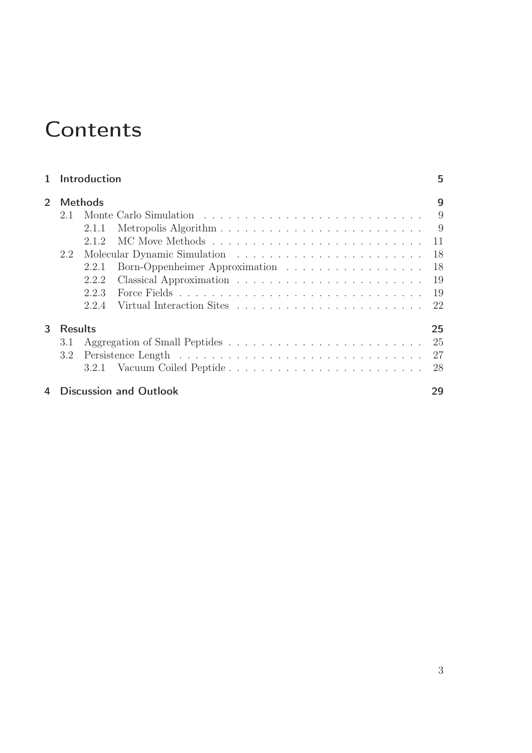# Contents

- **1 Introduction** — 5
- **2 Methods** — 9
  - 2.1 Monte Carlo Simulation — 9
    - 2.1.1 Metropolis Algorithm — 9
    - 2.1.2 MC Move Methods — 11
  - 2.2 Molecular Dynamic Simulation — 18
    - 2.2.1 Born-Oppenheimer Approximation — 18
    - 2.2.2 Classical Approximation — 19
    - 2.2.3 Force Fields — 19
    - 2.2.4 Virtual Interaction Sites — 22
- **3 Results** — 25
  - 3.1 Aggregation of Small Peptides — 25
  - 3.2 Persistence Length — 27
    - 3.2.1 Vacuum Coiled Peptide — 28
- **4 Discussion and Outlook** — 29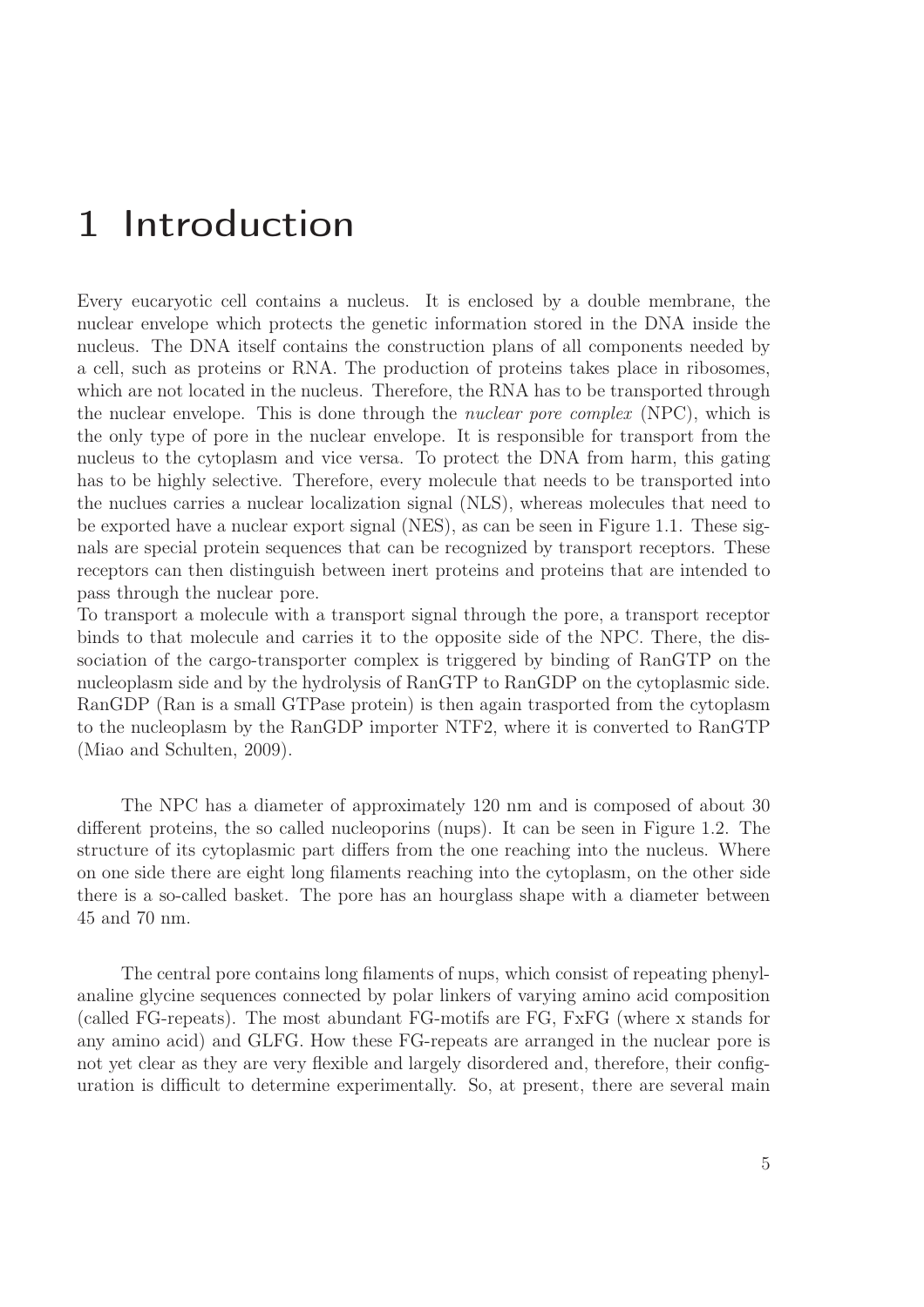# 1 Introduction

Every eucaryotic cell contains a nucleus. It is enclosed by a double membrane, the nuclear envelope which protects the genetic information stored in the DNA inside the nucleus. The DNA itself contains the construction plans of all components needed by a cell, such as proteins or RNA. The production of proteins takes place in ribosomes, which are not located in the nucleus. Therefore, the RNA has to be transported through the nuclear envelope. This is done through the *nuclear pore complex* (NPC), which is the only type of pore in the nuclear envelope. It is responsible for transport from the nucleus to the cytoplasm and vice versa. To protect the DNA from harm, this gating has to be highly selective. Therefore, every molecule that needs to be transported into the nuclues carries a nuclear localization signal (NLS), whereas molecules that need to be exported have a nuclear export signal (NES), as can be seen in Figure 1.1. These signals are special protein sequences that can be recognized by transport receptors. These receptors can then distinguish between inert proteins and proteins that are intended to pass through the nuclear pore.
To transport a molecule with a transport signal through the pore, a transport receptor binds to that molecule and carries it to the opposite side of the NPC. There, the dissociation of the cargo-transporter complex is triggered by binding of RanGTP on the nucleoplasm side and by the hydrolysis of RanGTP to RanGDP on the cytoplasmic side. RanGDP (Ran is a small GTPase protein) is then again trasported from the cytoplasm to the nucleoplasm by the RanGDP importer NTF2, where it is converted to RanGTP (Miao and Schulten, 2009).

The NPC has a diameter of approximately 120 nm and is composed of about 30 different proteins, the so called nucleoporins (nups). It can be seen in Figure 1.2. The structure of its cytoplasmic part differs from the one reaching into the nucleus. Where on one side there are eight long filaments reaching into the cytoplasm, on the other side there is a so-called basket. The pore has an hourglass shape with a diameter between 45 and 70 nm.

The central pore contains long filaments of nups, which consist of repeating phenylanaline glycine sequences connected by polar linkers of varying amino acid composition (called FG-repeats). The most abundant FG-motifs are FG, FxFG (where x stands for any amino acid) and GLFG. How these FG-repeats are arranged in the nuclear pore is not yet clear as they are very flexible and largely disordered and, therefore, their configuration is difficult to determine experimentally. So, at present, there are several main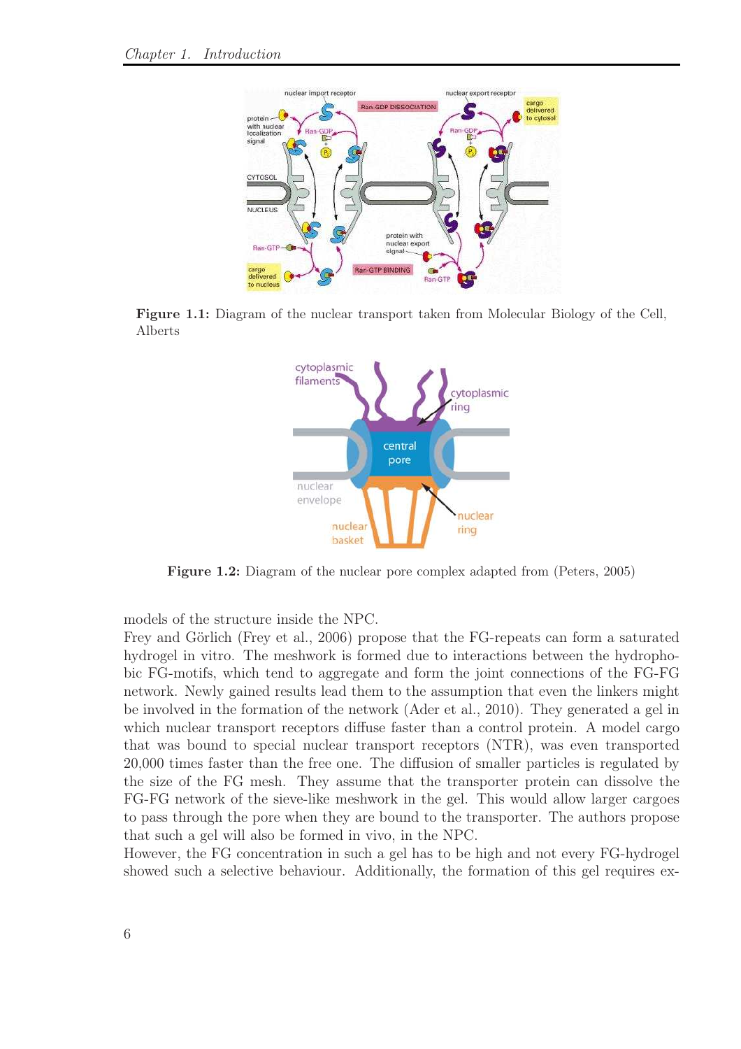**Figure 1.1:** Diagram of the nuclear transport taken from Molecular Biology of the Cell, Alberts

**Figure 1.2:** Diagram of the nuclear pore complex adapted from (Peters, 2005)

models of the structure inside the NPC.
Frey and Görlich (Frey et al., 2006) propose that the FG-repeats can form a saturated hydrogel in vitro. The meshwork is formed due to interactions between the hydrophobic FG-motifs, which tend to aggregate and form the joint connections of the FG-FG network. Newly gained results lead them to the assumption that even the linkers might be involved in the formation of the network (Ader et al., 2010). They generated a gel in which nuclear transport receptors diffuse faster than a control protein. A model cargo that was bound to special nuclear transport receptors (NTR), was even transported 20,000 times faster than the free one. The diffusion of smaller particles is regulated by the size of the FG mesh. They assume that the transporter protein can dissolve the FG-FG network of the sieve-like meshwork in the gel. This would allow larger cargoes to pass through the pore when they are bound to the transporter. The authors propose that such a gel will also be formed in vivo, in the NPC.
However, the FG concentration in such a gel has to be high and not every FG-hydrogel showed such a selective behaviour. Additionally, the formation of this gel requires ex-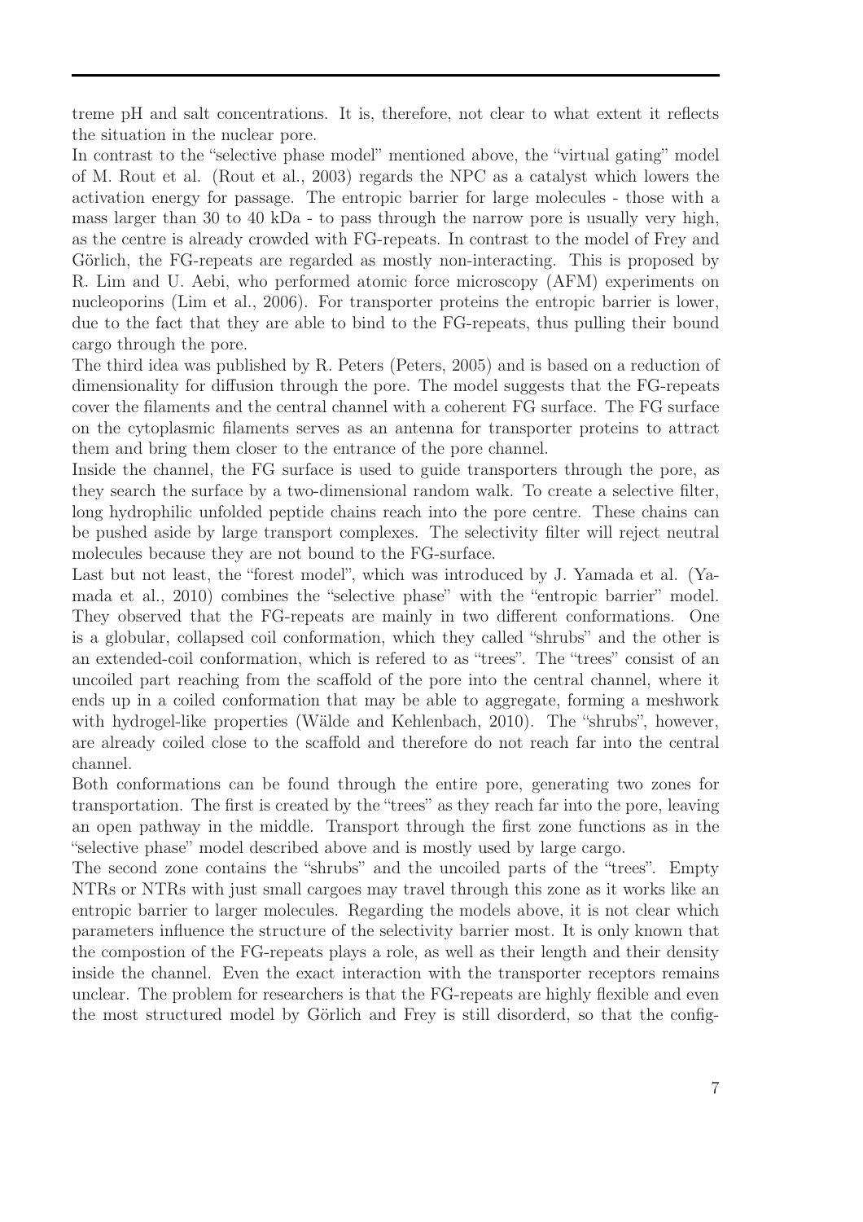treme pH and salt concentrations. It is, therefore, not clear to what extent it reflects the situation in the nuclear pore.

In contrast to the "selective phase model" mentioned above, the "virtual gating" model of M. Rout et al. (Rout et al., 2003) regards the NPC as a catalyst which lowers the activation energy for passage. The entropic barrier for large molecules - those with a mass larger than 30 to 40 kDa - to pass through the narrow pore is usually very high, as the centre is already crowded with FG-repeats. In contrast to the model of Frey and Görlich, the FG-repeats are regarded as mostly non-interacting. This is proposed by R. Lim and U. Aebi, who performed atomic force microscopy (AFM) experiments on nucleoporins (Lim et al., 2006). For transporter proteins the entropic barrier is lower, due to the fact that they are able to bind to the FG-repeats, thus pulling their bound cargo through the pore.

The third idea was published by R. Peters (Peters, 2005) and is based on a reduction of dimensionality for diffusion through the pore. The model suggests that the FG-repeats cover the filaments and the central channel with a coherent FG surface. The FG surface on the cytoplasmic filaments serves as an antenna for transporter proteins to attract them and bring them closer to the entrance of the pore channel.

Inside the channel, the FG surface is used to guide transporters through the pore, as they search the surface by a two-dimensional random walk. To create a selective filter, long hydrophilic unfolded peptide chains reach into the pore centre. These chains can be pushed aside by large transport complexes. The selectivity filter will reject neutral molecules because they are not bound to the FG-surface.

Last but not least, the "forest model", which was introduced by J. Yamada et al. (Yamada et al., 2010) combines the "selective phase" with the "entropic barrier" model. They observed that the FG-repeats are mainly in two different conformations. One is a globular, collapsed coil conformation, which they called "shrubs" and the other is an extended-coil conformation, which is refered to as "trees". The "trees" consist of an uncoiled part reaching from the scaffold of the pore into the central channel, where it ends up in a coiled conformation that may be able to aggregate, forming a meshwork with hydrogel-like properties (Wälde and Kehlenbach, 2010). The "shrubs", however, are already coiled close to the scaffold and therefore do not reach far into the central channel.

Both conformations can be found through the entire pore, generating two zones for transportation. The first is created by the "trees" as they reach far into the pore, leaving an open pathway in the middle. Transport through the first zone functions as in the "selective phase" model described above and is mostly used by large cargo.

The second zone contains the "shrubs" and the uncoiled parts of the "trees". Empty NTRs or NTRs with just small cargoes may travel through this zone as it works like an entropic barrier to larger molecules. Regarding the models above, it is not clear which parameters influence the structure of the selectivity barrier most. It is only known that the compostion of the FG-repeats plays a role, as well as their length and their density inside the channel. Even the exact interaction with the transporter receptors remains unclear. The problem for researchers is that the FG-repeats are highly flexible and even the most structured model by Görlich and Frey is still disorderd, so that the config-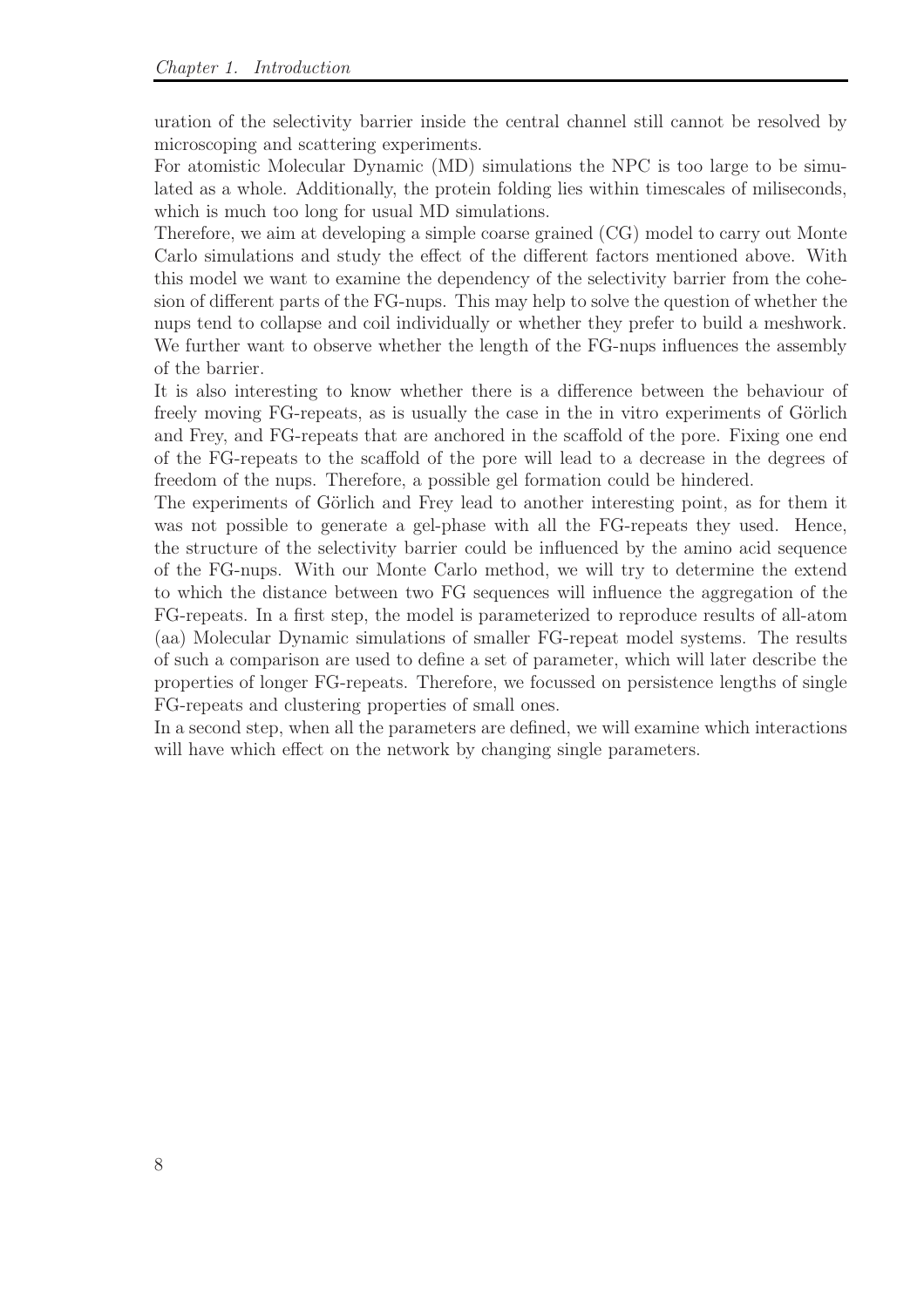uration of the selectivity barrier inside the central channel still cannot be resolved by microscoping and scattering experiments.
For atomistic Molecular Dynamic (MD) simulations the NPC is too large to be simulated as a whole. Additionally, the protein folding lies within timescales of miliseconds, which is much too long for usual MD simulations.
Therefore, we aim at developing a simple coarse grained (CG) model to carry out Monte Carlo simulations and study the effect of the different factors mentioned above. With this model we want to examine the dependency of the selectivity barrier from the cohesion of different parts of the FG-nups. This may help to solve the question of whether the nups tend to collapse and coil individually or whether they prefer to build a meshwork. We further want to observe whether the length of the FG-nups influences the assembly of the barrier.
It is also interesting to know whether there is a difference between the behaviour of freely moving FG-repeats, as is usually the case in the in vitro experiments of Görlich and Frey, and FG-repeats that are anchored in the scaffold of the pore. Fixing one end of the FG-repeats to the scaffold of the pore will lead to a decrease in the degrees of freedom of the nups. Therefore, a possible gel formation could be hindered.
The experiments of Görlich and Frey lead to another interesting point, as for them it was not possible to generate a gel-phase with all the FG-repeats they used. Hence, the structure of the selectivity barrier could be influenced by the amino acid sequence of the FG-nups. With our Monte Carlo method, we will try to determine the extend to which the distance between two FG sequences will influence the aggregation of the FG-repeats. In a first step, the model is parameterized to reproduce results of all-atom (aa) Molecular Dynamic simulations of smaller FG-repeat model systems. The results of such a comparison are used to define a set of parameter, which will later describe the properties of longer FG-repeats. Therefore, we focussed on persistence lengths of single FG-repeats and clustering properties of small ones.
In a second step, when all the parameters are defined, we will examine which interactions will have which effect on the network by changing single parameters.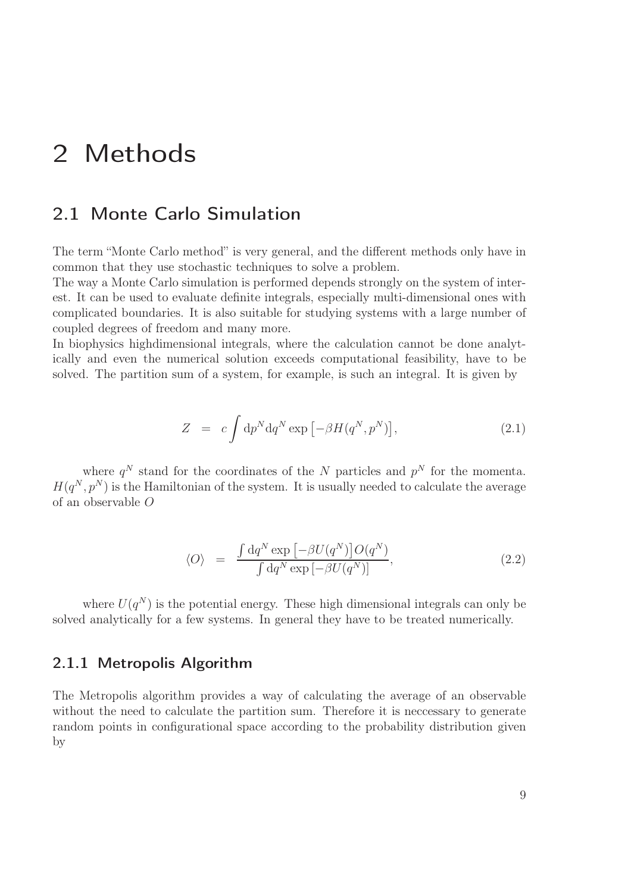# 2 Methods

## 2.1 Monte Carlo Simulation

The term "Monte Carlo method" is very general, and the different methods only have in common that they use stochastic techniques to solve a problem.
The way a Monte Carlo simulation is performed depends strongly on the system of interest. It can be used to evaluate definite integrals, especially multi-dimensional ones with complicated boundaries. It is also suitable for studying systems with a large number of coupled degrees of freedom and many more.
In biophysics highdimensional integrals, where the calculation cannot be done analytically and even the numerical solution exceeds computational feasibility, have to be solved. The partition sum of a system, for example, is such an integral. It is given by

$$Z = c \int \mathrm{d}p^N \mathrm{d}q^N \exp\left[-\beta H(q^N, p^N)\right], \tag{2.1}$$

where $q^N$ stand for the coordinates of the $N$ particles and $p^N$ for the momenta. $H(q^N, p^N)$ is the Hamiltonian of the system. It is usually needed to calculate the average of an observable $O$

$$\langle O \rangle = \frac{\int \mathrm{d}q^N \exp\left[-\beta U(q^N)\right] O(q^N)}{\int \mathrm{d}q^N \exp\left[-\beta U(q^N)\right]}, \tag{2.2}$$

where $U(q^N)$ is the potential energy. These high dimensional integrals can only be solved analytically for a few systems. In general they have to be treated numerically.

### 2.1.1 Metropolis Algorithm

The Metropolis algorithm provides a way of calculating the average of an observable without the need to calculate the partition sum. Therefore it is neccessary to generate random points in configurational space according to the probability distribution given by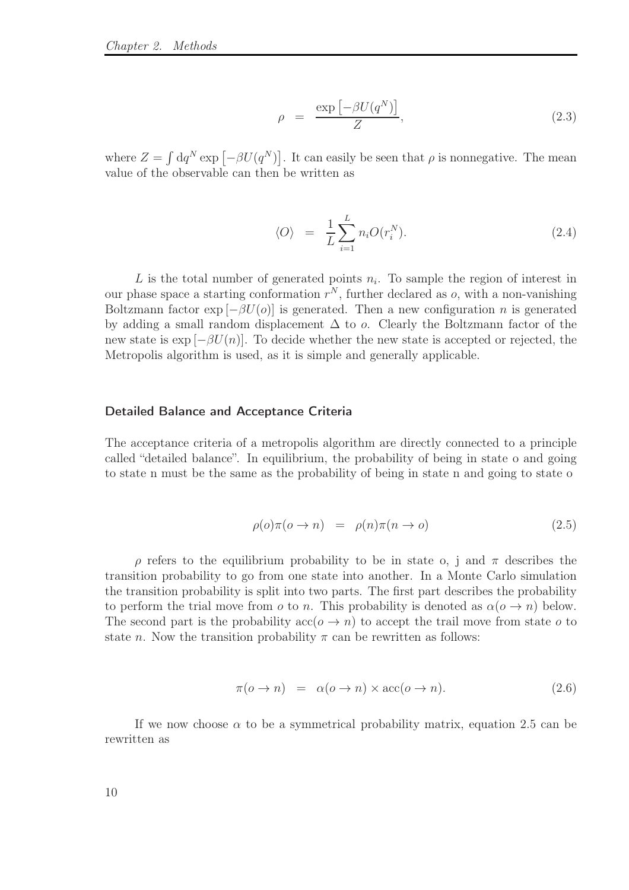$$\rho \quad = \quad \frac{\exp\left[-\beta U(q^N)\right]}{Z}, \tag{2.3}$$

where $Z = \int \mathrm{d}q^N \exp\left[-\beta U(q^N)\right]$. It can easily be seen that $\rho$ is nonnegative. The mean value of the observable can then be written as

$$\langle O \rangle \quad = \quad \frac{1}{L}\sum_{i=1}^{L} n_i O(r_i^N). \tag{2.4}$$

$L$ is the total number of generated points $n_i$. To sample the region of interest in our phase space a starting conformation $r^N$, further declared as $o$, with a non-vanishing Boltzmann factor $\exp\left[-\beta U(o)\right]$ is generated. Then a new configuration $n$ is generated by adding a small random displacement $\Delta$ to $o$. Clearly the Boltzmann factor of the new state is $\exp\left[-\beta U(n)\right]$. To decide whether the new state is accepted or rejected, the Metropolis algorithm is used, as it is simple and generally applicable.

### Detailed Balance and Acceptance Criteria

The acceptance criteria of a metropolis algorithm are directly connected to a principle called "detailed balance". In equilibrium, the probability of being in state o and going to state n must be the same as the probability of being in state n and going to state o

$$\rho(o)\pi(o \to n) \quad = \quad \rho(n)\pi(n \to o) \tag{2.5}$$

$\rho$ refers to the equilibrium probability to be in state o, j and $\pi$ describes the transition probability to go from one state into another. In a Monte Carlo simulation the transition probability is split into two parts. The first part describes the probability to perform the trial move from $o$ to $n$. This probability is denoted as $\alpha(o \to n)$ below. The second part is the probability $\mathrm{acc}(o \to n)$ to accept the trail move from state $o$ to state $n$. Now the transition probability $\pi$ can be rewritten as follows:

$$\pi(o \to n) \quad = \quad \alpha(o \to n) \times \mathrm{acc}(o \to n). \tag{2.6}$$

If we now choose $\alpha$ to be a symmetrical probability matrix, equation 2.5 can be rewritten as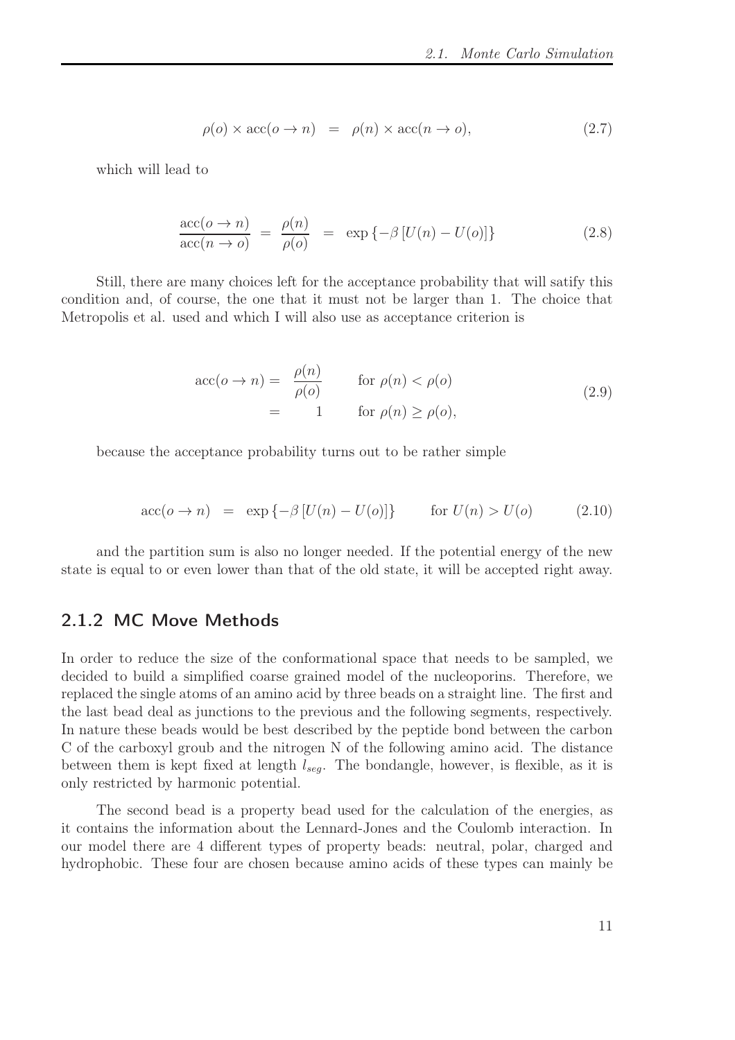$$\rho(o) \times \mathrm{acc}(o \to n) \;\;=\;\; \rho(n) \times \mathrm{acc}(n \to o), \tag{2.7}$$

which will lead to

$$\frac{\mathrm{acc}(o \to n)}{\mathrm{acc}(n \to o)} \;=\; \frac{\rho(n)}{\rho(o)} \;\;=\;\; \exp\left\{-\beta\left[U(n) - U(o)\right]\right\} \tag{2.8}$$

Still, there are many choices left for the acceptance probability that will satify this condition and, of course, the one that it must not be larger than 1. The choice that Metropolis et al. used and which I will also use as acceptance criterion is

$$\begin{aligned} \mathrm{acc}(o \to n) = &\;\; \frac{\rho(n)}{\rho(o)} \qquad \text{for } \rho(n) < \rho(o) \\ = &\;\;\;\; 1 \qquad\;\; \text{for } \rho(n) \geq \rho(o), \end{aligned} \tag{2.9}$$

because the acceptance probability turns out to be rather simple

$$\mathrm{acc}(o \to n) \;\;=\;\; \exp\left\{-\beta\left[U(n) - U(o)\right]\right\} \qquad \text{for } U(n) > U(o) \tag{2.10}$$

and the partition sum is also no longer needed. If the potential energy of the new state is equal to or even lower than that of the old state, it will be accepted right away.

### 2.1.2 MC Move Methods

In order to reduce the size of the conformational space that needs to be sampled, we decided to build a simplified coarse grained model of the nucleoporins. Therefore, we replaced the single atoms of an amino acid by three beads on a straight line. The first and the last bead deal as junctions to the previous and the following segments, respectively. In nature these beads would be best described by the peptide bond between the carbon C of the carboxyl groub and the nitrogen N of the following amino acid. The distance between them is kept fixed at length $l_{seg}$. The bondangle, however, is flexible, as it is only restricted by harmonic potential.

The second bead is a property bead used for the calculation of the energies, as it contains the information about the Lennard-Jones and the Coulomb interaction. In our model there are 4 different types of property beads: neutral, polar, charged and hydrophobic. These four are chosen because amino acids of these types can mainly be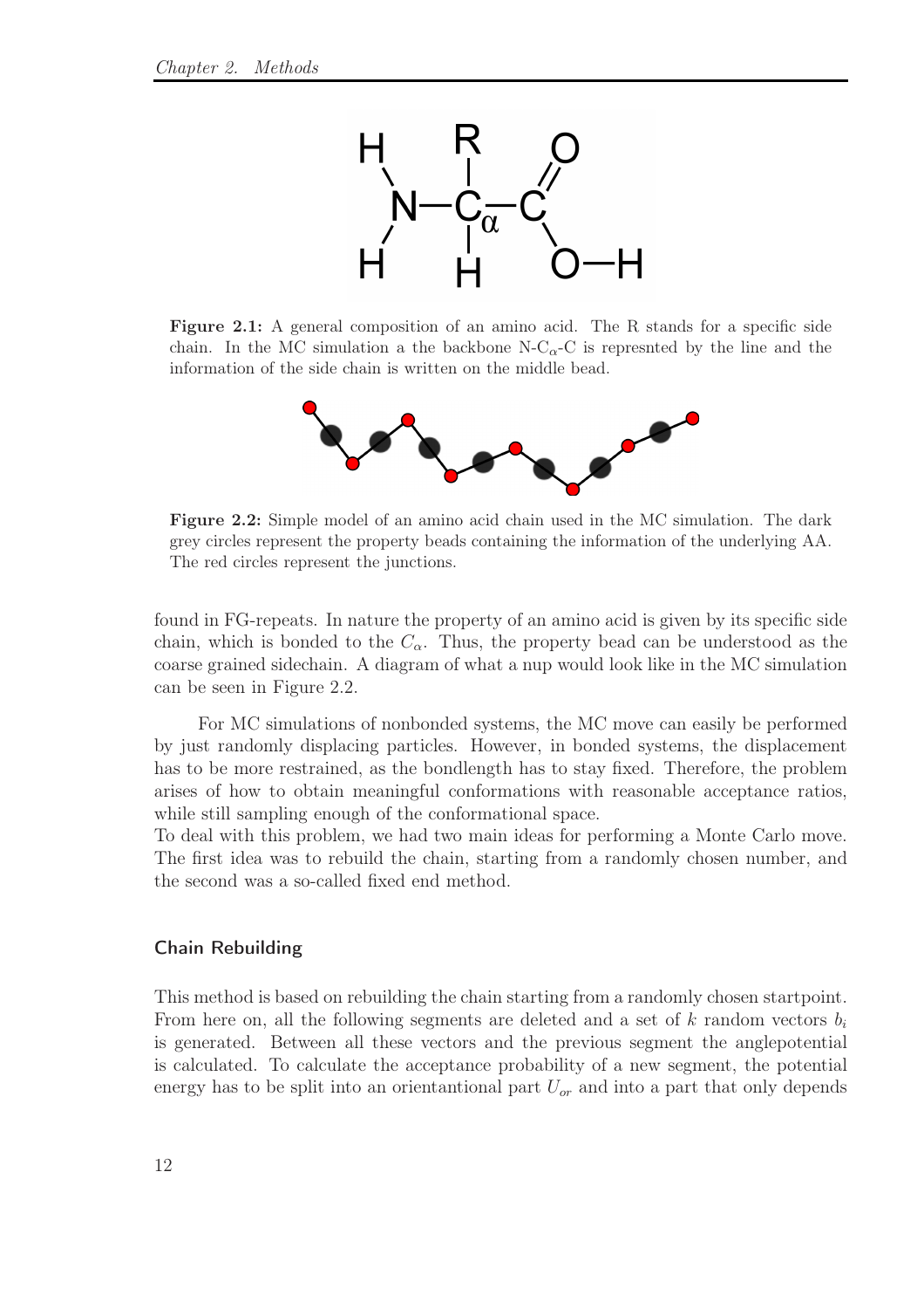**Figure 2.1:** A general composition of an amino acid. The R stands for a specific side chain. In the MC simulation a the backbone N-$C_\alpha$-C is represnted by the line and the information of the side chain is written on the middle bead.

**Figure 2.2:** Simple model of an amino acid chain used in the MC simulation. The dark grey circles represent the property beads containing the information of the underlying AA. The red circles represent the junctions.

found in FG-repeats. In nature the property of an amino acid is given by its specific side chain, which is bonded to the $C_\alpha$. Thus, the property bead can be understood as the coarse grained sidechain. A diagram of what a nup would look like in the MC simulation can be seen in Figure 2.2.

For MC simulations of nonbonded systems, the MC move can easily be performed by just randomly displacing particles. However, in bonded systems, the displacement has to be more restrained, as the bondlength has to stay fixed. Therefore, the problem arises of how to obtain meaningful conformations with reasonable acceptance ratios, while still sampling enough of the conformational space.
To deal with this problem, we had two main ideas for performing a Monte Carlo move. The first idea was to rebuild the chain, starting from a randomly chosen number, and the second was a so-called fixed end method.

### Chain Rebuilding

This method is based on rebuilding the chain starting from a randomly chosen startpoint. From here on, all the following segments are deleted and a set of $k$ random vectors $b_i$ is generated. Between all these vectors and the previous segment the anglepotential is calculated. To calculate the acceptance probability of a new segment, the potential energy has to be split into an orientantional part $U_{or}$ and into a part that only depends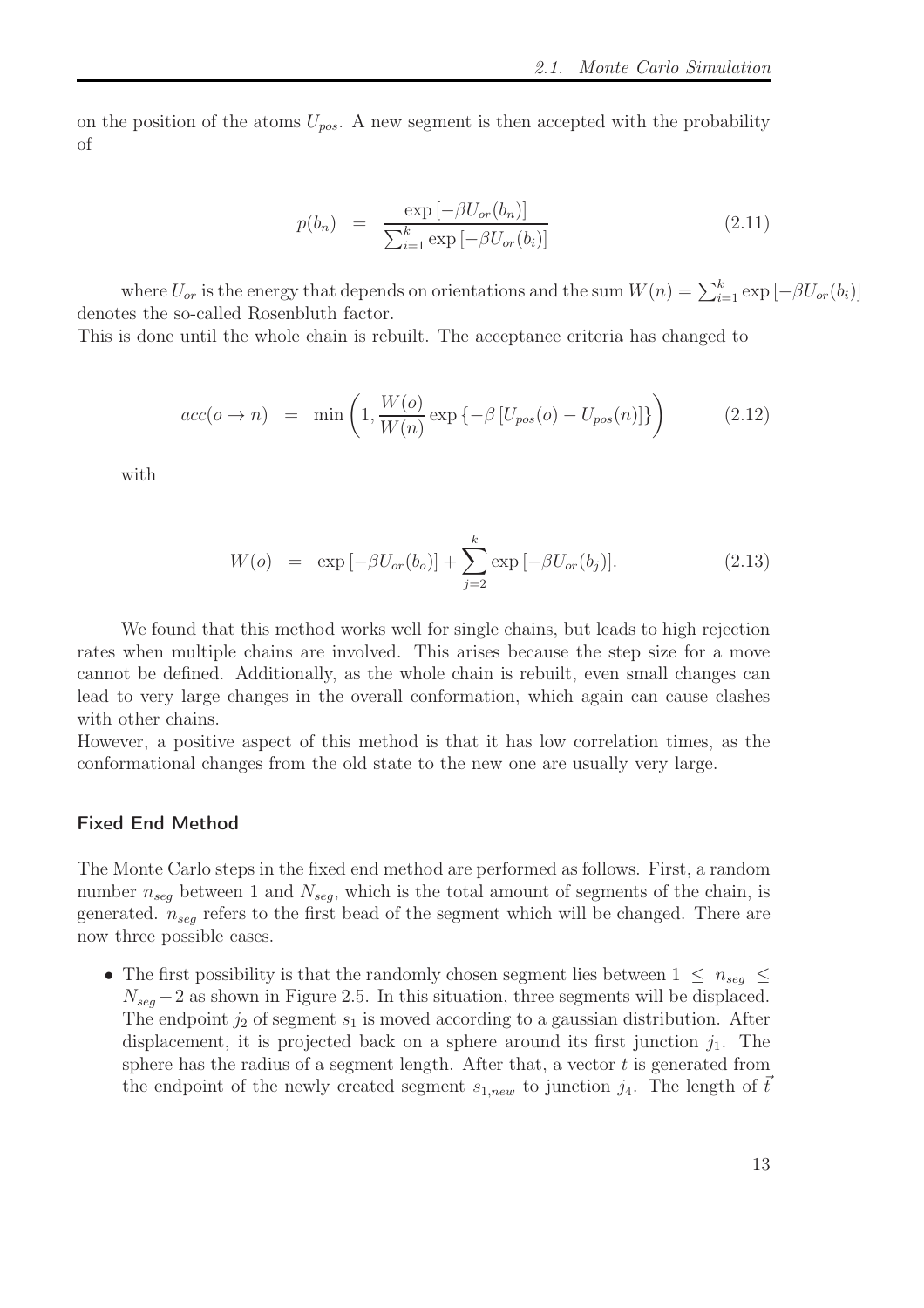on the position of the atoms $U_{pos}$. A new segment is then accepted with the probability of

$$p(b_n) = \frac{\exp\left[-\beta U_{or}(b_n)\right]}{\sum_{i=1}^{k} \exp\left[-\beta U_{or}(b_i)\right]} \tag{2.11}$$

where $U_{or}$ is the energy that depends on orientations and the sum $W(n) = \sum_{i=1}^{k} \exp\left[-\beta U_{or}(b_i)\right]$ denotes the so-called Rosenbluth factor.
This is done until the whole chain is rebuilt. The acceptance criteria has changed to

$$acc(o \rightarrow n) = \min\left(1, \frac{W(o)}{W(n)} \exp\left\{-\beta\left[U_{pos}(o) - U_{pos}(n)\right]\right\}\right) \tag{2.12}$$

with

$$W(o) = \exp\left[-\beta U_{or}(b_o)\right] + \sum_{j=2}^{k} \exp\left[-\beta U_{or}(b_j)\right]. \tag{2.13}$$

We found that this method works well for single chains, but leads to high rejection rates when multiple chains are involved. This arises because the step size for a move cannot be defined. Additionally, as the whole chain is rebuilt, even small changes can lead to very large changes in the overall conformation, which again can cause clashes with other chains.
However, a positive aspect of this method is that it has low correlation times, as the conformational changes from the old state to the new one are usually very large.

#### Fixed End Method

The Monte Carlo steps in the fixed end method are performed as follows. First, a random number $n_{seg}$ between 1 and $N_{seg}$, which is the total amount of segments of the chain, is generated. $n_{seg}$ refers to the first bead of the segment which will be changed. There are now three possible cases.

- The first possibility is that the randomly chosen segment lies between $1 \leq n_{seg} \leq N_{seg} - 2$ as shown in Figure 2.5. In this situation, three segments will be displaced. The endpoint $j_2$ of segment $s_1$ is moved according to a gaussian distribution. After displacement, it is projected back on a sphere around its first junction $j_1$. The sphere has the radius of a segment length. After that, a vector $t$ is generated from the endpoint of the newly created segment $s_{1,new}$ to junction $j_4$. The length of $\vec{t}$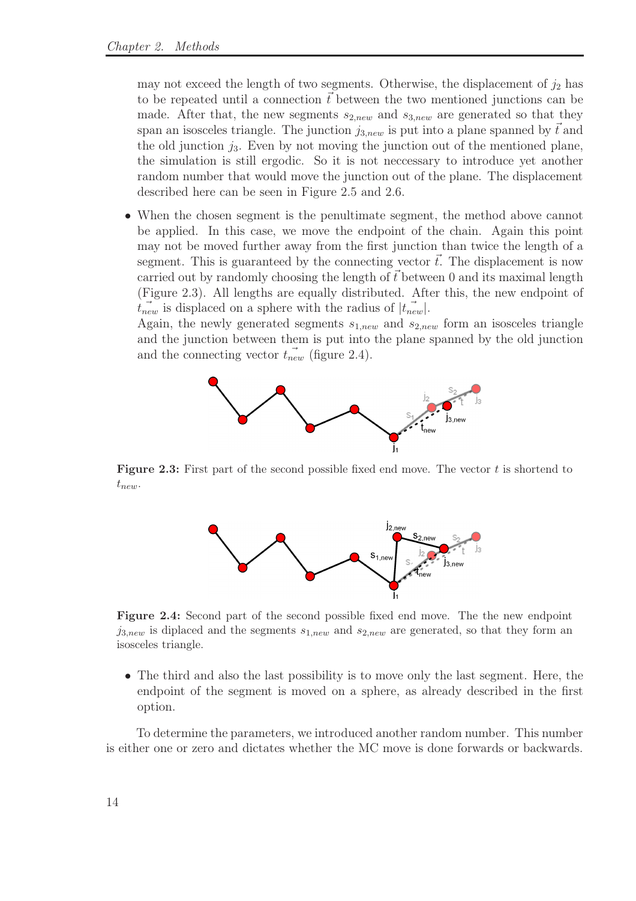may not exceed the length of two segments. Otherwise, the displacement of $j_2$ has to be repeated until a connection $\vec{t}$ between the two mentioned junctions can be made. After that, the new segments $s_{2,new}$ and $s_{3,new}$ are generated so that they span an isosceles triangle. The junction $j_{3,new}$ is put into a plane spanned by $\vec{t}$ and the old junction $j_3$. Even by not moving the junction out of the mentioned plane, the simulation is still ergodic. So it is not neccessary to introduce yet another random number that would move the junction out of the plane. The displacement described here can be seen in Figure 2.5 and 2.6.

- When the chosen segment is the penultimate segment, the method above cannot be applied. In this case, we move the endpoint of the chain. Again this point may not be moved further away from the first junction than twice the length of a segment. This is guaranteed by the connecting vector $\vec{t}$. The displacement is now carried out by randomly choosing the length of $\vec{t}$ between 0 and its maximal length (Figure 2.3). All lengths are equally distributed. After this, the new endpoint of $\vec{t_{new}}$ is displaced on a sphere with the radius of $|\vec{t_{new}}|$.
  Again, the newly generated segments $s_{1,new}$ and $s_{2,new}$ form an isosceles triangle and the junction between them is put into the plane spanned by the old junction and the connecting vector $\vec{t_{new}}$ (figure 2.4).

**Figure 2.3:** First part of the second possible fixed end move. The vector $t$ is shortend to $t_{new}$.

**Figure 2.4:** Second part of the second possible fixed end move. The the new endpoint $j_{3,new}$ is diplaced and the segments $s_{1,new}$ and $s_{2,new}$ are generated, so that they form an isosceles triangle.

- The third and also the last possibility is to move only the last segment. Here, the endpoint of the segment is moved on a sphere, as already described in the first option.

To determine the parameters, we introduced another random number. This number is either one or zero and dictates whether the MC move is done forwards or backwards.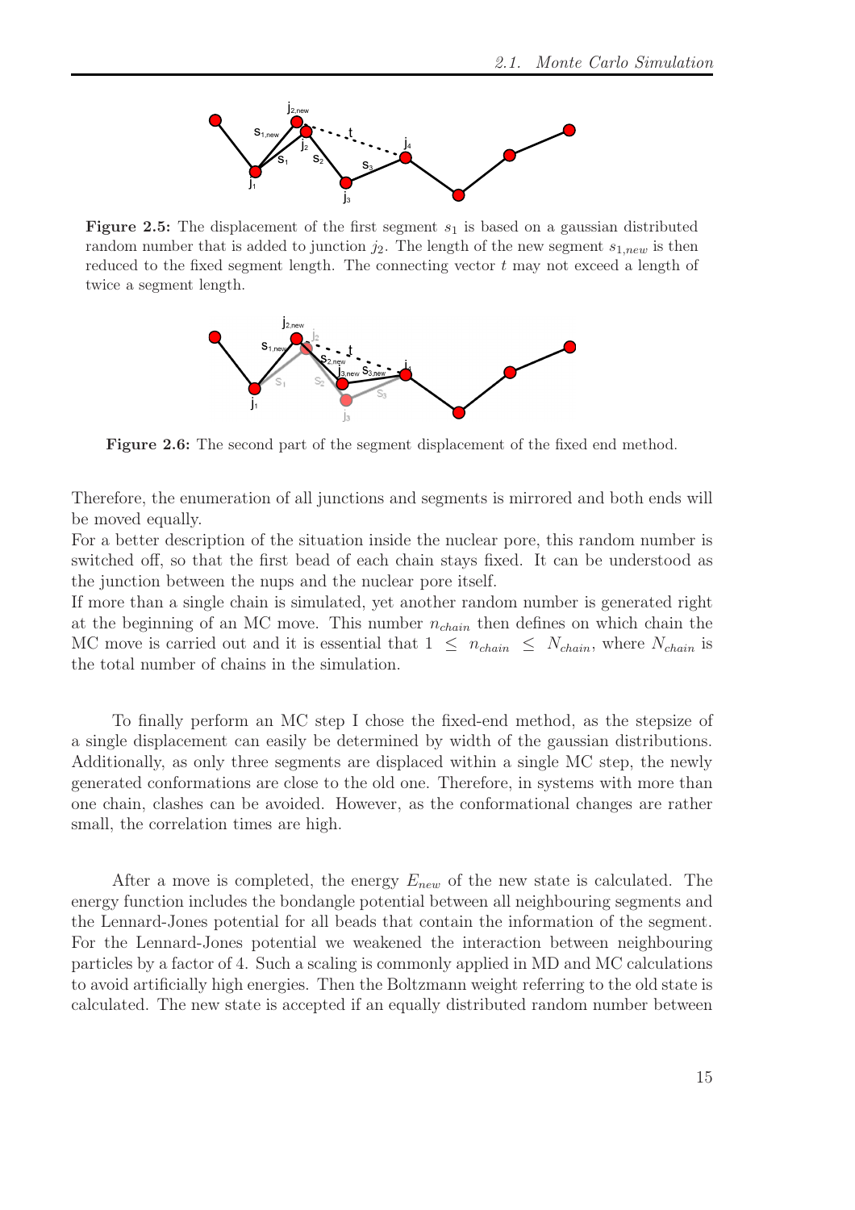**Figure 2.5:** The displacement of the first segment $s_1$ is based on a gaussian distributed random number that is added to junction $j_2$. The length of the new segment $s_{1,new}$ is then reduced to the fixed segment length. The connecting vector $t$ may not exceed a length of twice a segment length.

**Figure 2.6:** The second part of the segment displacement of the fixed end method.

Therefore, the enumeration of all junctions and segments is mirrored and both ends will be moved equally.
For a better description of the situation inside the nuclear pore, this random number is switched off, so that the first bead of each chain stays fixed. It can be understood as the junction between the nups and the nuclear pore itself.
If more than a single chain is simulated, yet another random number is generated right at the beginning of an MC move. This number $n_{chain}$ then defines on which chain the MC move is carried out and it is essential that $1 \leq n_{chain} \leq N_{chain}$, where $N_{chain}$ is the total number of chains in the simulation.

To finally perform an MC step I chose the fixed-end method, as the stepsize of a single displacement can easily be determined by width of the gaussian distributions. Additionally, as only three segments are displaced within a single MC step, the newly generated conformations are close to the old one. Therefore, in systems with more than one chain, clashes can be avoided. However, as the conformational changes are rather small, the correlation times are high.

After a move is completed, the energy $E_{new}$ of the new state is calculated. The energy function includes the bondangle potential between all neighbouring segments and the Lennard-Jones potential for all beads that contain the information of the segment. For the Lennard-Jones potential we weakened the interaction between neighbouring particles by a factor of 4. Such a scaling is commonly applied in MD and MC calculations to avoid artificially high energies. Then the Boltzmann weight referring to the old state is calculated. The new state is accepted if an equally distributed random number between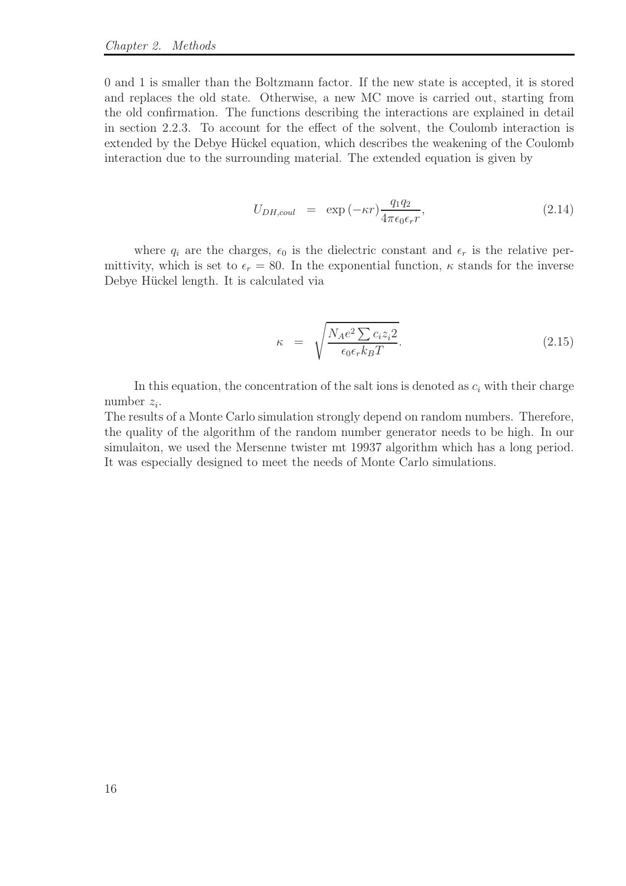0 and 1 is smaller than the Boltzmann factor. If the new state is accepted, it is stored and replaces the old state. Otherwise, a new MC move is carried out, starting from the old confirmation. The functions describing the interactions are explained in detail in section 2.2.3. To account for the effect of the solvent, the Coulomb interaction is extended by the Debye Hückel equation, which describes the weakening of the Coulomb interaction due to the surrounding material. The extended equation is given by

$$U_{DH,coul} = \exp\left(-\kappa r\right)\frac{q_1 q_2}{4\pi\epsilon_0\epsilon_r r}, \tag{2.14}$$

where $q_i$ are the charges, $\epsilon_0$ is the dielectric constant and $\epsilon_r$ is the relative permittivity, which is set to $\epsilon_r = 80$. In the exponential function, $\kappa$ stands for the inverse Debye Hückel length. It is calculated via

$$\kappa = \sqrt{\frac{N_A e^2 \sum c_i z_i 2}{\epsilon_0 \epsilon_r k_B T}}. \tag{2.15}$$

In this equation, the concentration of the salt ions is denoted as $c_i$ with their charge number $z_i$.

The results of a Monte Carlo simulation strongly depend on random numbers. Therefore, the quality of the algorithm of the random number generator needs to be high. In our simulaiton, we used the Mersenne twister mt 19937 algorithm which has a long period. It was especially designed to meet the needs of Monte Carlo simulations.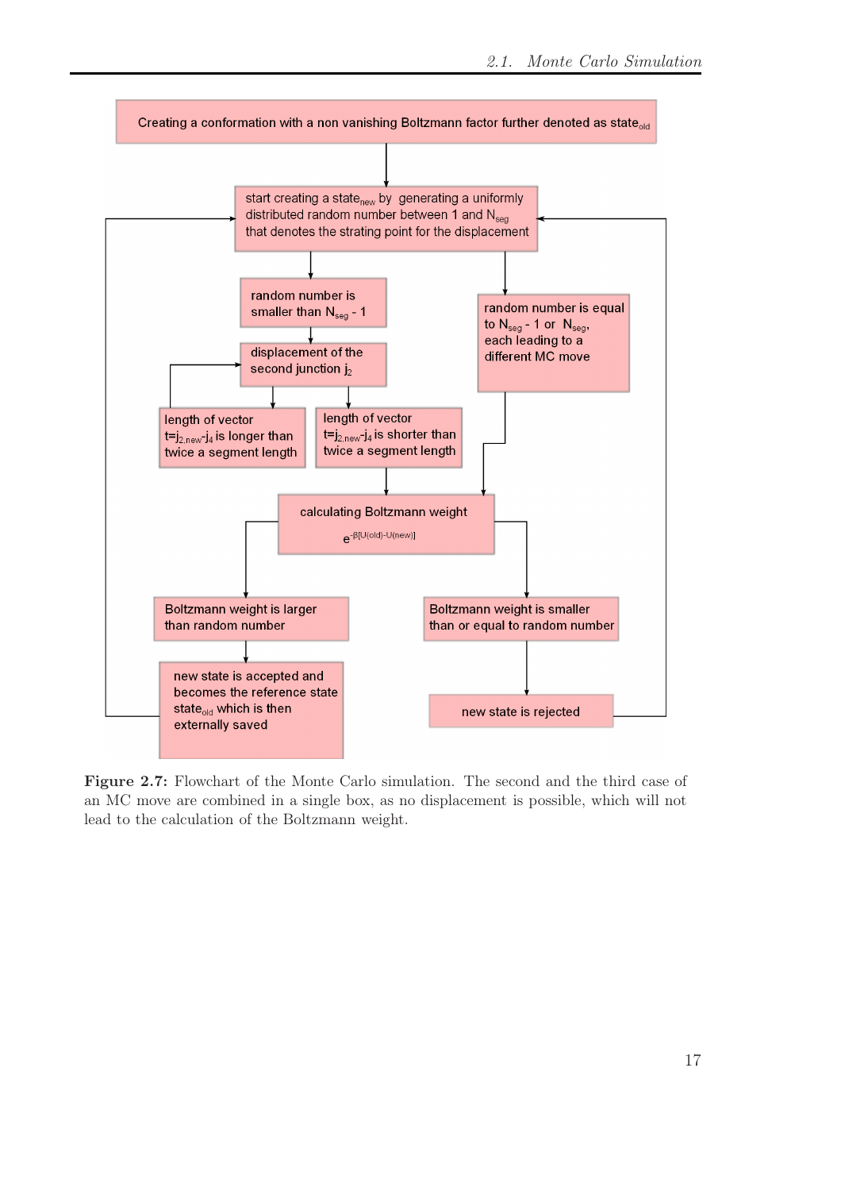Creating a conformation with a non vanishing Boltzmann factor further denoted as $state_{old}$

start creating a $state_{new}$ by generating a uniformly distributed random number between 1 and $N_{seg}$ that denotes the strating point for the displacement

random number is smaller than $N_{seg}$ - 1

random number is equal to $N_{seg}$ - 1 or $N_{seg}$, each leading to a different MC move

displacement of the second junction $j_2$

length of vector $t=j_{2,new}-j_4$ is longer than twice a segment length

length of vector $t=j_{2,new}-j_4$ is shorter than twice a segment length

calculating Boltzmann weight

$e^{-\beta[U(old)-U(new)]}$

Boltzmann weight is larger than random number

Boltzmann weight is smaller than or equal to random number

new state is accepted and becomes the reference state $state_{old}$ which is then externally saved

new state is rejected

**Figure 2.7:** Flowchart of the Monte Carlo simulation. The second and the third case of an MC move are combined in a single box, as no displacement is possible, which will not lead to the calculation of the Boltzmann weight.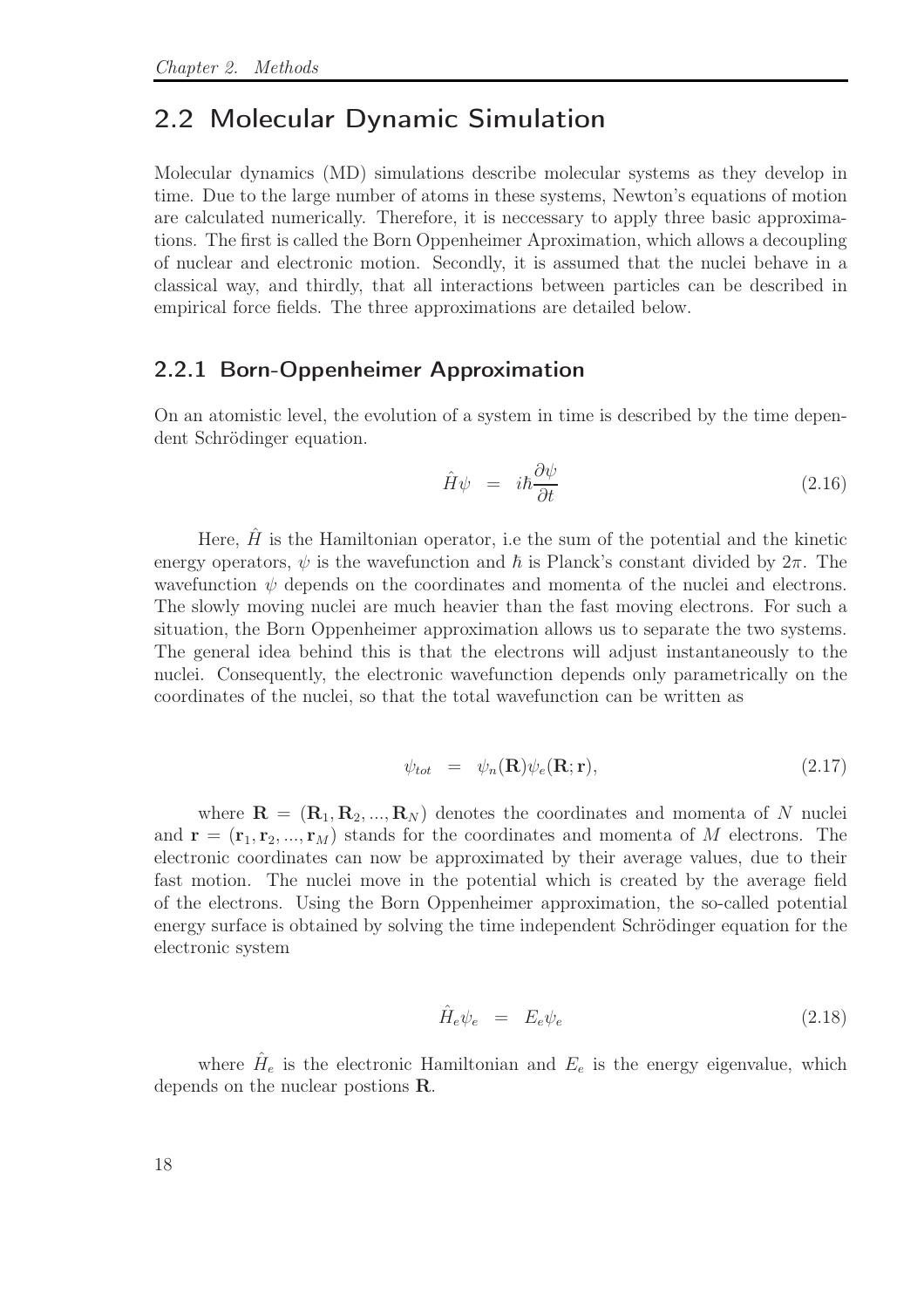## 2.2 Molecular Dynamic Simulation

Molecular dynamics (MD) simulations describe molecular systems as they develop in time. Due to the large number of atoms in these systems, Newton's equations of motion are calculated numerically. Therefore, it is neccessary to apply three basic approximations. The first is called the Born Oppenheimer Aproximation, which allows a decoupling of nuclear and electronic motion. Secondly, it is assumed that the nuclei behave in a classical way, and thirdly, that all interactions between particles can be described in empirical force fields. The three approximations are detailed below.

### 2.2.1 Born-Oppenheimer Approximation

On an atomistic level, the evolution of a system in time is described by the time dependent Schrödinger equation.

$$\hat{H}\psi \;\;=\;\; i\hbar\frac{\partial\psi}{\partial t} \tag{2.16}$$

Here, $\hat{H}$ is the Hamiltonian operator, i.e the sum of the potential and the kinetic energy operators, $\psi$ is the wavefunction and $\hbar$ is Planck's constant divided by $2\pi$. The wavefunction $\psi$ depends on the coordinates and momenta of the nuclei and electrons. The slowly moving nuclei are much heavier than the fast moving electrons. For such a situation, the Born Oppenheimer approximation allows us to separate the two systems. The general idea behind this is that the electrons will adjust instantaneously to the nuclei. Consequently, the electronic wavefunction depends only parametrically on the coordinates of the nuclei, so that the total wavefunction can be written as

$$\psi_{tot} \;\;=\;\; \psi_n(\mathbf{R})\psi_e(\mathbf{R};\mathbf{r}), \tag{2.17}$$

where $\mathbf{R} = (\mathbf{R}_1, \mathbf{R}_2, ..., \mathbf{R}_N)$ denotes the coordinates and momenta of $N$ nuclei and $\mathbf{r} = (\mathbf{r}_1, \mathbf{r}_2, ..., \mathbf{r}_M)$ stands for the coordinates and momenta of $M$ electrons. The electronic coordinates can now be approximated by their average values, due to their fast motion. The nuclei move in the potential which is created by the average field of the electrons. Using the Born Oppenheimer approximation, the so-called potential energy surface is obtained by solving the time independent Schrödinger equation for the electronic system

$$\hat{H}_e\psi_e \;\;=\;\; E_e\psi_e \tag{2.18}$$

where $\hat{H}_e$ is the electronic Hamiltonian and $E_e$ is the energy eigenvalue, which depends on the nuclear postions $\mathbf{R}$.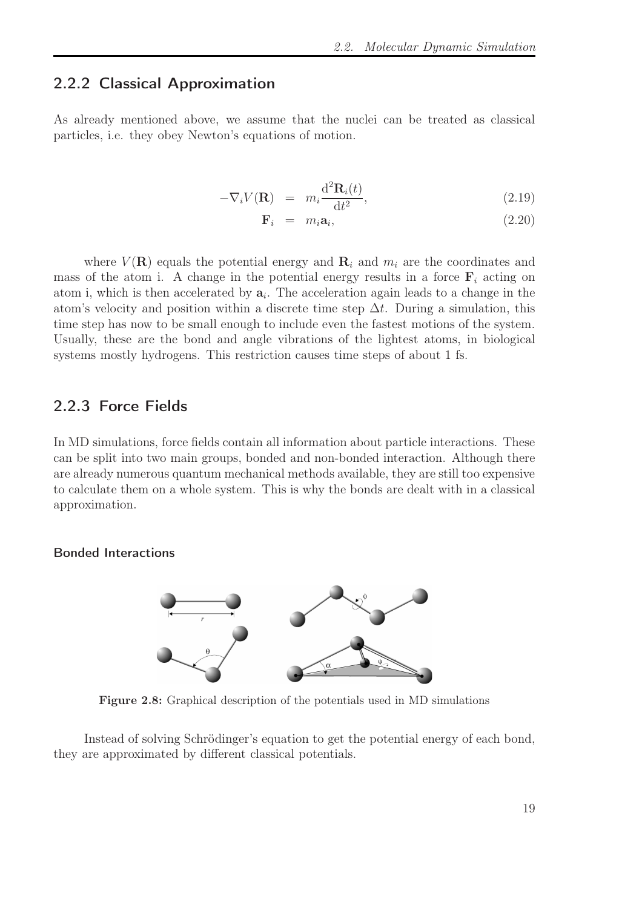### 2.2.2 Classical Approximation

As already mentioned above, we assume that the nuclei can be treated as classical particles, i.e. they obey Newton's equations of motion.

$$
\begin{aligned}
-\nabla_i V(\mathbf{R}) &= m_i \frac{\mathrm{d}^2 \mathbf{R}_i(t)}{\mathrm{d}t^2}, && (2.19)\\
\mathbf{F}_i &= m_i \mathbf{a}_i, && (2.20)
\end{aligned}
$$

where $V(\mathbf{R})$ equals the potential energy and $\mathbf{R}_i$ and $m_i$ are the coordinates and mass of the atom i. A change in the potential energy results in a force $\mathbf{F}_i$ acting on atom i, which is then accelerated by $\mathbf{a}_i$. The acceleration again leads to a change in the atom's velocity and position within a discrete time step $\Delta t$. During a simulation, this time step has now to be small enough to include even the fastest motions of the system. Usually, these are the bond and angle vibrations of the lightest atoms, in biological systems mostly hydrogens. This restriction causes time steps of about 1 fs.

### 2.2.3 Force Fields

In MD simulations, force fields contain all information about particle interactions. These can be split into two main groups, bonded and non-bonded interaction. Although there are already numerous quantum mechanical methods available, they are still too expensive to calculate them on a whole system. This is why the bonds are dealt with in a classical approximation.

#### Bonded Interactions

**Figure 2.8:** Graphical description of the potentials used in MD simulations

Instead of solving Schrödinger's equation to get the potential energy of each bond, they are approximated by different classical potentials.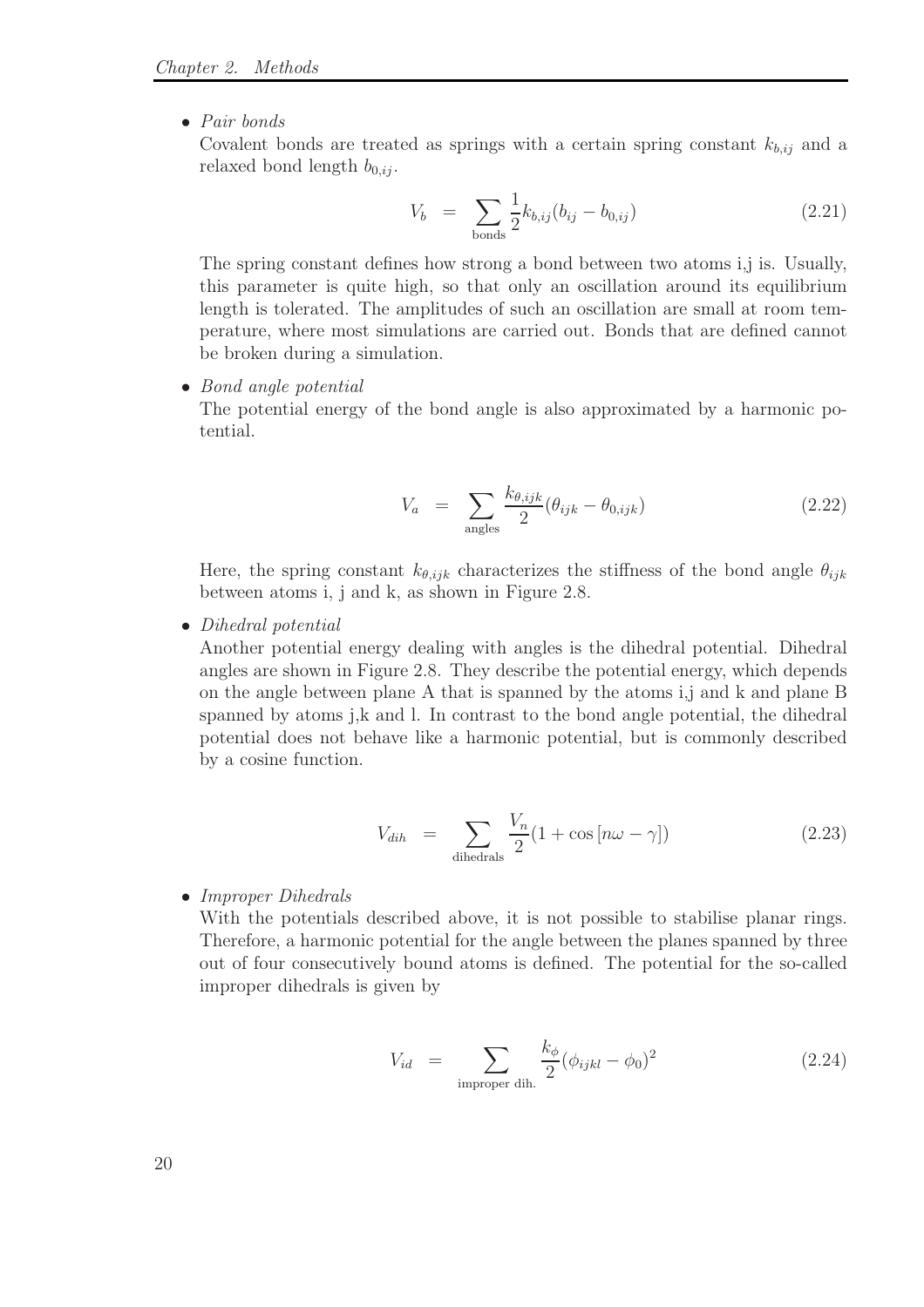- *Pair bonds*

  Covalent bonds are treated as springs with a certain spring constant $k_{b,ij}$ and a relaxed bond length $b_{0,ij}$.

$$V_b = \sum_{\text{bonds}} \frac{1}{2} k_{b,ij}(b_{ij} - b_{0,ij}) \tag{2.21}$$

  The spring constant defines how strong a bond between two atoms i,j is. Usually, this parameter is quite high, so that only an oscillation around its equilibrium length is tolerated. The amplitudes of such an oscillation are small at room temperature, where most simulations are carried out. Bonds that are defined cannot be broken during a simulation.

- *Bond angle potential*

  The potential energy of the bond angle is also approximated by a harmonic potential.

$$V_a = \sum_{\text{angles}} \frac{k_{\theta,ijk}}{2}(\theta_{ijk} - \theta_{0,ijk}) \tag{2.22}$$

  Here, the spring constant $k_{\theta,ijk}$ characterizes the stiffness of the bond angle $\theta_{ijk}$ between atoms i, j and k, as shown in Figure 2.8.

- *Dihedral potential*

  Another potential energy dealing with angles is the dihedral potential. Dihedral angles are shown in Figure 2.8. They describe the potential energy, which depends on the angle between plane A that is spanned by the atoms i,j and k and plane B spanned by atoms j,k and l. In contrast to the bond angle potential, the dihedral potential does not behave like a harmonic potential, but is commonly described by a cosine function.

$$V_{dih} = \sum_{\text{dihedrals}} \frac{V_n}{2}(1 + \cos[n\omega - \gamma]) \tag{2.23}$$

- *Improper Dihedrals*

  With the potentials described above, it is not possible to stabilise planar rings. Therefore, a harmonic potential for the angle between the planes spanned by three out of four consecutively bound atoms is defined. The potential for the so-called improper dihedrals is given by

$$V_{id} = \sum_{\text{improper dih.}} \frac{k_\phi}{2}(\phi_{ijkl} - \phi_0)^2 \tag{2.24}$$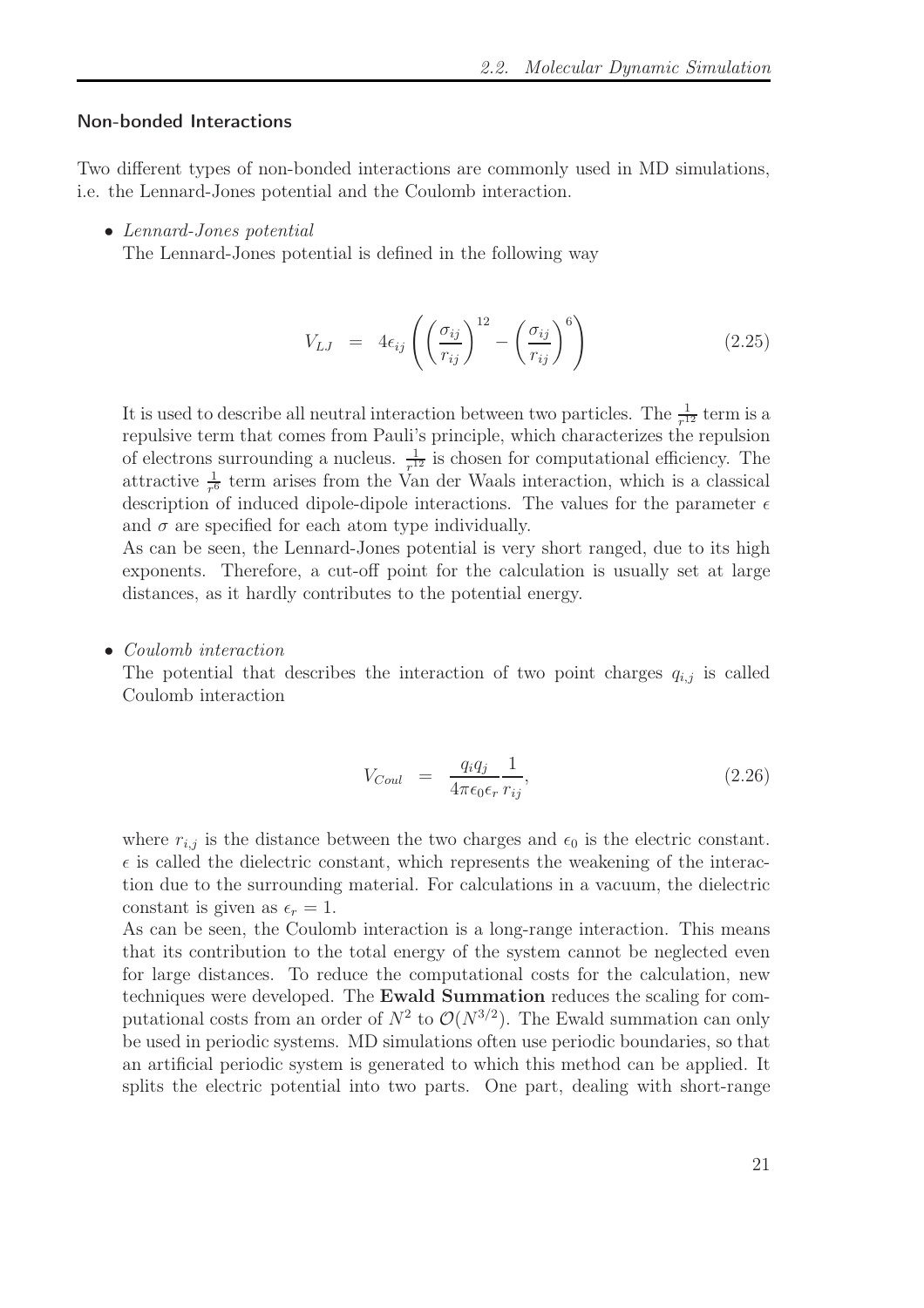### Non-bonded Interactions

Two different types of non-bonded interactions are commonly used in MD simulations, i.e. the Lennard-Jones potential and the Coulomb interaction.

- *Lennard-Jones potential*
  The Lennard-Jones potential is defined in the following way

$$V_{LJ} = 4\epsilon_{ij}\left(\left(\frac{\sigma_{ij}}{r_{ij}}\right)^{12} - \left(\frac{\sigma_{ij}}{r_{ij}}\right)^{6}\right) \tag{2.25}$$

  It is used to describe all neutral interaction between two particles. The $\frac{1}{r^{12}}$ term is a repulsive term that comes from Pauli's principle, which characterizes the repulsion of electrons surrounding a nucleus. $\frac{1}{r^{12}}$ is chosen for computational efficiency. The attractive $\frac{1}{r^6}$ term arises from the Van der Waals interaction, which is a classical description of induced dipole-dipole interactions. The values for the parameter $\epsilon$ and $\sigma$ are specified for each atom type individually.

  As can be seen, the Lennard-Jones potential is very short ranged, due to its high exponents. Therefore, a cut-off point for the calculation is usually set at large distances, as it hardly contributes to the potential energy.

- *Coulomb interaction*
  The potential that describes the interaction of two point charges $q_{i,j}$ is called Coulomb interaction

$$V_{Coul} = \frac{q_i q_j}{4\pi\epsilon_0\epsilon_r}\frac{1}{r_{ij}}, \tag{2.26}$$

  where $r_{i,j}$ is the distance between the two charges and $\epsilon_0$ is the electric constant. $\epsilon$ is called the dielectric constant, which represents the weakening of the interaction due to the surrounding material. For calculations in a vacuum, the dielectric constant is given as $\epsilon_r = 1$.

  As can be seen, the Coulomb interaction is a long-range interaction. This means that its contribution to the total energy of the system cannot be neglected even for large distances. To reduce the computational costs for the calculation, new techniques were developed. The **Ewald Summation** reduces the scaling for computational costs from an order of $N^2$ to $\mathcal{O}(N^{3/2})$. The Ewald summation can only be used in periodic systems. MD simulations often use periodic boundaries, so that an artificial periodic system is generated to which this method can be applied. It splits the electric potential into two parts. One part, dealing with short-range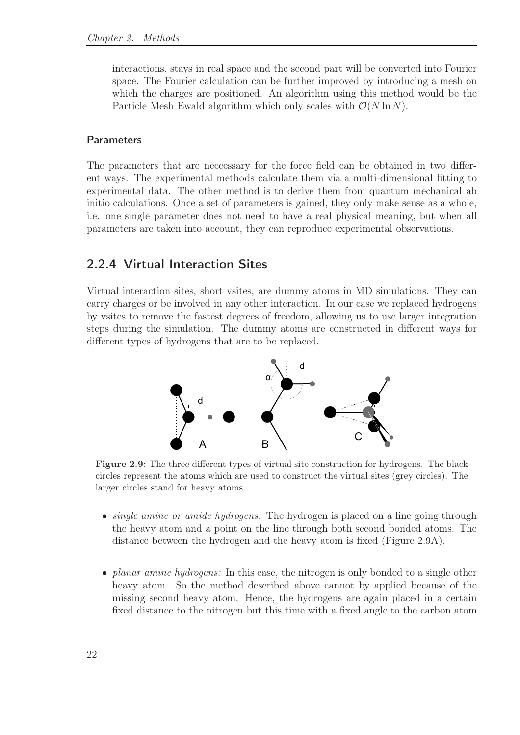interactions, stays in real space and the second part will be converted into Fourier space. The Fourier calculation can be further improved by introducing a mesh on which the charges are positioned. An algorithm using this method would be the Particle Mesh Ewald algorithm which only scales with $\mathcal{O}(N \ln N)$.

#### Parameters

The parameters that are neccessary for the force field can be obtained in two different ways. The experimental methods calculate them via a multi-dimensional fitting to experimental data. The other method is to derive them from quantum mechanical ab initio calculations. Once a set of parameters is gained, they only make sense as a whole, i.e. one single parameter does not need to have a real physical meaning, but when all parameters are taken into account, they can reproduce experimental observations.

### 2.2.4 Virtual Interaction Sites

Virtual interaction sites, short vsites, are dummy atoms in MD simulations. They can carry charges or be involved in any other interaction. In our case we replaced hydrogens by vsites to remove the fastest degrees of freedom, allowing us to use larger integration steps during the simulation. The dummy atoms are constructed in different ways for different types of hydrogens that are to be replaced.

**Figure 2.9:** The three different types of virtual site construction for hydrogens. The black circles represent the atoms which are used to construct the virtual sites (grey circles). The larger circles stand for heavy atoms.

- *single amine or amide hydrogens:* The hydrogen is placed on a line going through the heavy atom and a point on the line through both second bonded atoms. The distance between the hydrogen and the heavy atom is fixed (Figure 2.9A).

- *planar amine hydrogens:* In this case, the nitrogen is only bonded to a single other heavy atom. So the method described above cannot by applied because of the missing second heavy atom. Hence, the hydrogens are again placed in a certain fixed distance to the nitrogen but this time with a fixed angle to the carbon atom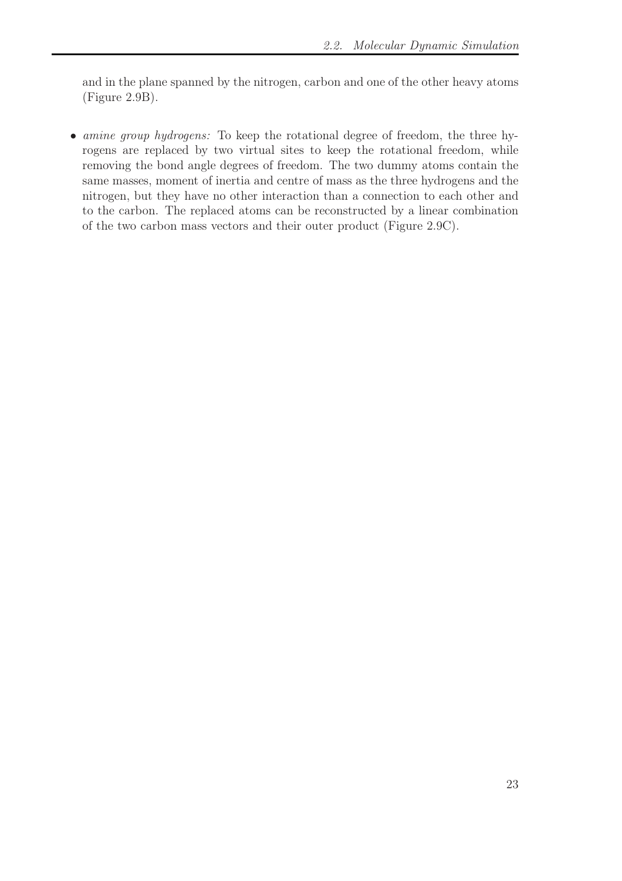and in the plane spanned by the nitrogen, carbon and one of the other heavy atoms (Figure 2.9B).

- *amine group hydrogens:* To keep the rotational degree of freedom, the three hyrogens are replaced by two virtual sites to keep the rotational freedom, while removing the bond angle degrees of freedom. The two dummy atoms contain the same masses, moment of inertia and centre of mass as the three hydrogens and the nitrogen, but they have no other interaction than a connection to each other and to the carbon. The replaced atoms can be reconstructed by a linear combination of the two carbon mass vectors and their outer product (Figure 2.9C).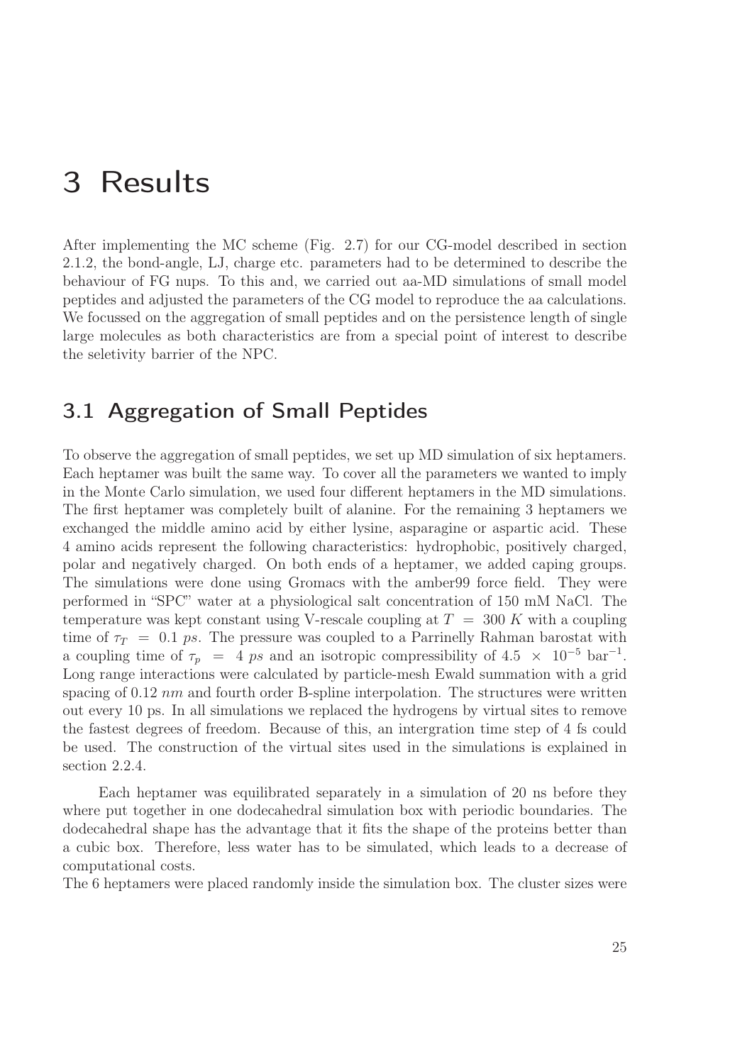# 3 Results

After implementing the MC scheme (Fig. 2.7) for our CG-model described in section 2.1.2, the bond-angle, LJ, charge etc. parameters had to be determined to describe the behaviour of FG nups. To this and, we carried out aa-MD simulations of small model peptides and adjusted the parameters of the CG model to reproduce the aa calculations. We focussed on the aggregation of small peptides and on the persistence length of single large molecules as both characteristics are from a special point of interest to describe the seletivity barrier of the NPC.

## 3.1 Aggregation of Small Peptides

To observe the aggregation of small peptides, we set up MD simulation of six heptamers. Each heptamer was built the same way. To cover all the parameters we wanted to imply in the Monte Carlo simulation, we used four different heptamers in the MD simulations. The first heptamer was completely built of alanine. For the remaining 3 heptamers we exchanged the middle amino acid by either lysine, asparagine or aspartic acid. These 4 amino acids represent the following characteristics: hydrophobic, positively charged, polar and negatively charged. On both ends of a heptamer, we added caping groups. The simulations were done using Gromacs with the amber99 force field. They were performed in "SPC" water at a physiological salt concentration of 150 mM NaCl. The temperature was kept constant using V-rescale coupling at $T = 300\ K$ with a coupling time of $\tau_T = 0.1\ ps$. The pressure was coupled to a Parrinelly Rahman barostat with a coupling time of $\tau_p = 4\ ps$ and an isotropic compressibility of $4.5 \times 10^{-5}$ bar$^{-1}$. Long range interactions were calculated by particle-mesh Ewald summation with a grid spacing of 0.12 $nm$ and fourth order B-spline interpolation. The structures were written out every 10 ps. In all simulations we replaced the hydrogens by virtual sites to remove the fastest degrees of freedom. Because of this, an intergration time step of 4 fs could be used. The construction of the virtual sites used in the simulations is explained in section 2.2.4.

Each heptamer was equilibrated separately in a simulation of 20 ns before they where put together in one dodecahedral simulation box with periodic boundaries. The dodecahedral shape has the advantage that it fits the shape of the proteins better than a cubic box. Therefore, less water has to be simulated, which leads to a decrease of computational costs.

The 6 heptamers were placed randomly inside the simulation box. The cluster sizes were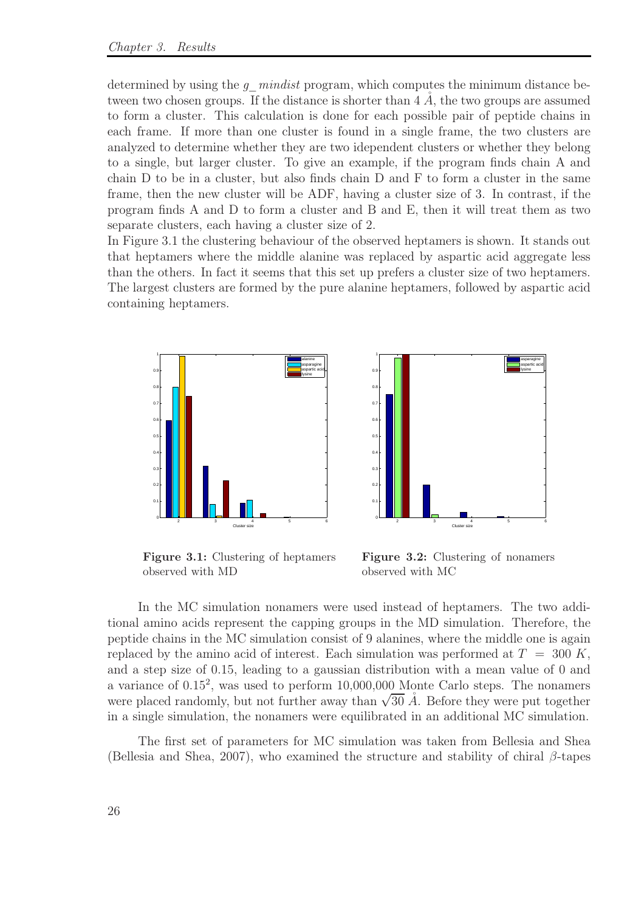determined by using the *g_ mindist* program, which computes the minimum distance between two chosen groups. If the distance is shorter than 4 Å, the two groups are assumed to form a cluster. This calculation is done for each possible pair of peptide chains in each frame. If more than one cluster is found in a single frame, the two clusters are analyzed to determine whether they are two idependent clusters or whether they belong to a single, but larger cluster. To give an example, if the program finds chain A and chain D to be in a cluster, but also finds chain D and F to form a cluster in the same frame, then the new cluster will be ADF, having a cluster size of 3. In contrast, if the program finds A and D to form a cluster and B and E, then it will treat them as two separate clusters, each having a cluster size of 2.
In Figure 3.1 the clustering behaviour of the observed heptamers is shown. It stands out that heptamers where the middle alanine was replaced by aspartic acid aggregate less than the others. In fact it seems that this set up prefers a cluster size of two heptamers. The largest clusters are formed by the pure alanine heptamers, followed by aspartic acid containing heptamers.

**Figure 3.1:** Clustering of heptamers observed with MD

**Figure 3.2:** Clustering of nonamers observed with MC

In the MC simulation nonamers were used instead of heptamers. The two additional amino acids represent the capping groups in the MD simulation. Therefore, the peptide chains in the MC simulation consist of 9 alanines, where the middle one is again replaced by the amino acid of interest. Each simulation was performed at $T = 300\ K$, and a step size of 0.15, leading to a gaussian distribution with a mean value of 0 and a variance of $0.15^2$, was used to perform 10,000,000 Monte Carlo steps. The nonamers were placed randomly, but not further away than $\sqrt{30}$ Å. Before they were put together in a single simulation, the nonamers were equilibrated in an additional MC simulation.

The first set of parameters for MC simulation was taken from Bellesia and Shea (Bellesia and Shea, 2007), who examined the structure and stability of chiral $\beta$-tapes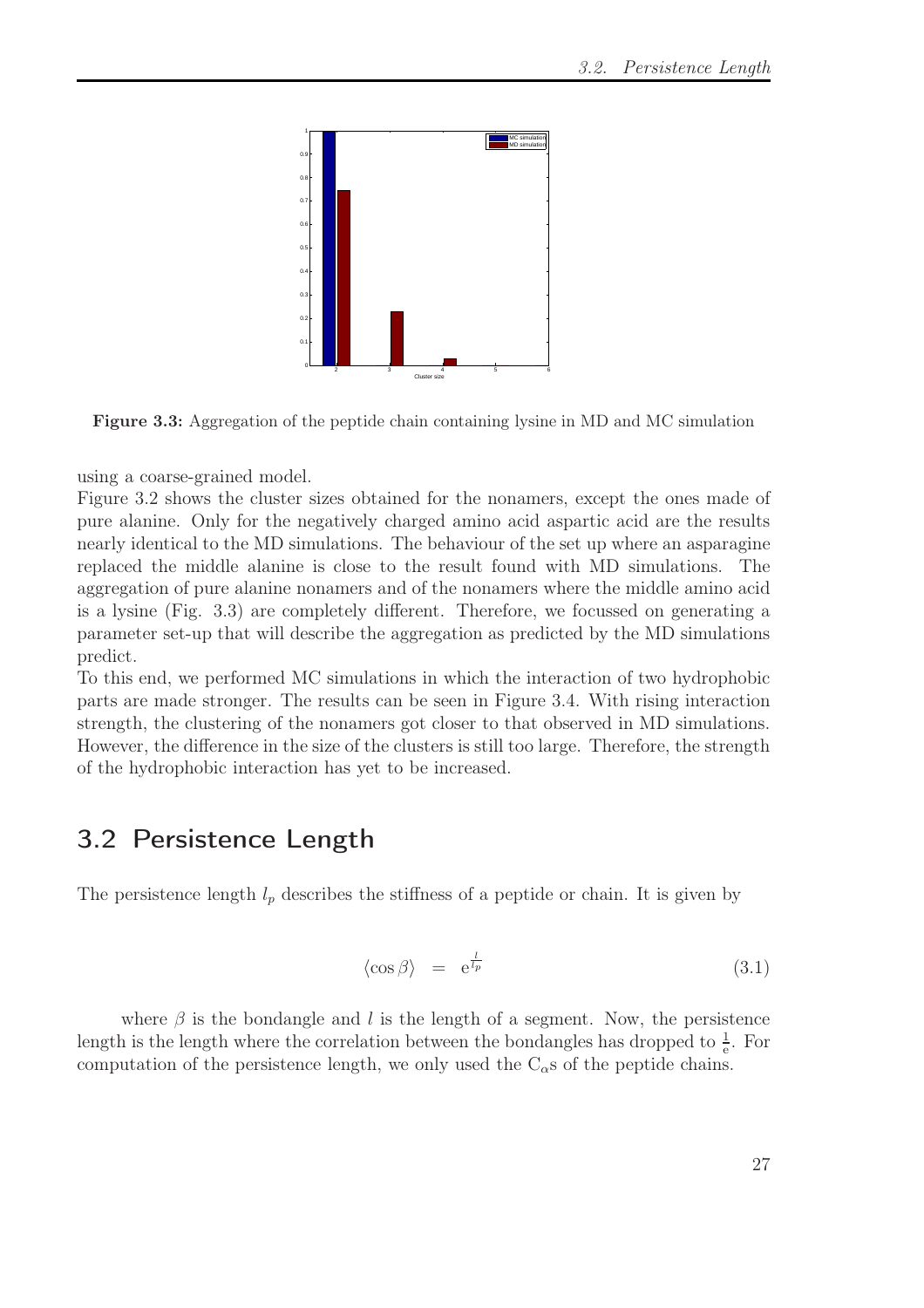**Figure 3.3:** Aggregation of the peptide chain containing lysine in MD and MC simulation

using a coarse-grained model.

Figure 3.2 shows the cluster sizes obtained for the nonamers, except the ones made of pure alanine. Only for the negatively charged amino acid aspartic acid are the results nearly identical to the MD simulations. The behaviour of the set up where an asparagine replaced the middle alanine is close to the result found with MD simulations. The aggregation of pure alanine nonamers and of the nonamers where the middle amino acid is a lysine (Fig. 3.3) are completely different. Therefore, we focussed on generating a parameter set-up that will describe the aggregation as predicted by the MD simulations predict.

To this end, we performed MC simulations in which the interaction of two hydrophobic parts are made stronger. The results can be seen in Figure 3.4. With rising interaction strength, the clustering of the nonamers got closer to that observed in MD simulations. However, the difference in the size of the clusters is still too large. Therefore, the strength of the hydrophobic interaction has yet to be increased.

## 3.2 Persistence Length

The persistence length $l_p$ describes the stiffness of a peptide or chain. It is given by

$$\langle \cos \beta \rangle \quad = \quad \mathrm{e}^{\frac{l}{l_p}} \tag{3.1}$$

where $\beta$ is the bondangle and $l$ is the length of a segment. Now, the persistence length is the length where the correlation between the bondangles has dropped to $\frac{1}{\mathrm{e}}$. For computation of the persistence length, we only used the $\mathrm{C}_\alpha$s of the peptide chains.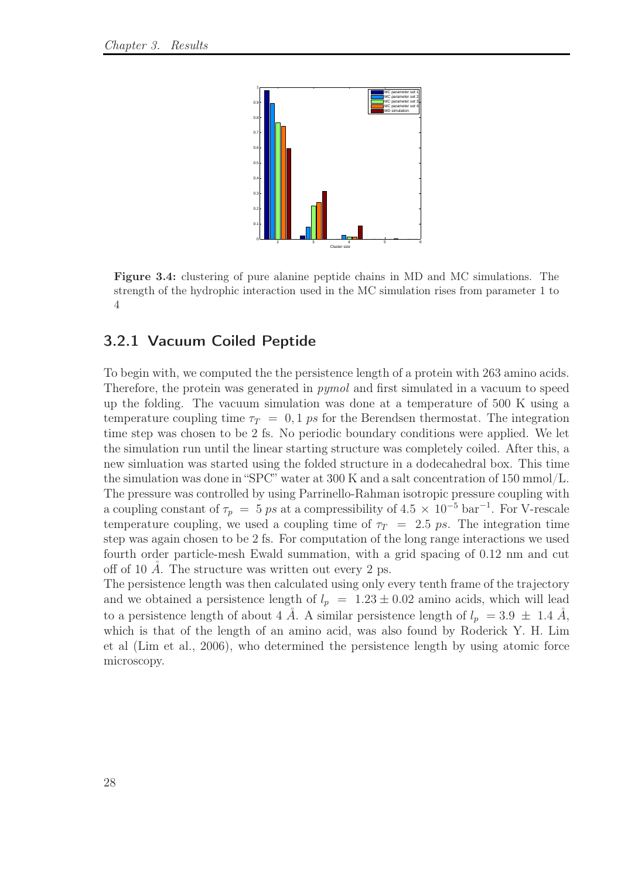**Figure 3.4:** clustering of pure alanine peptide chains in MD and MC simulations. The strength of the hydrophic interaction used in the MC simulation rises from parameter 1 to 4

### 3.2.1 Vacuum Coiled Peptide

To begin with, we computed the the persistence length of a protein with 263 amino acids. Therefore, the protein was generated in *pymol* and first simulated in a vacuum to speed up the folding. The vacuum simulation was done at a temperature of 500 K using a temperature coupling time $\tau_T = 0,1\ ps$ for the Berendsen thermostat. The integration time step was chosen to be 2 fs. No periodic boundary conditions were applied. We let the simulation run until the linear starting structure was completely coiled. After this, a new simluation was started using the folded structure in a dodecahedral box. This time the simulation was done in "SPC" water at 300 K and a salt concentration of 150 mmol/L. The pressure was controlled by using Parrinello-Rahman isotropic pressure coupling with a coupling constant of $\tau_p = 5\ ps$ at a compressibility of $4.5 \times 10^{-5}$ bar$^{-1}$. For V-rescale temperature coupling, we used a coupling time of $\tau_T = 2.5\ ps$. The integration time step was again chosen to be 2 fs. For computation of the long range interactions we used fourth order particle-mesh Ewald summation, with a grid spacing of 0.12 nm and cut off of 10 $\mathring{A}$. The structure was written out every 2 ps.

The persistence length was then calculated using only every tenth frame of the trajectory and we obtained a persistence length of $l_p = 1.23 \pm 0.02$ amino acids, which will lead to a persistence length of about 4 $\mathring{A}$. A similar persistence length of $l_p = 3.9 \pm 1.4\ \mathring{A}$, which is that of the length of an amino acid, was also found by Roderick Y. H. Lim et al (Lim et al., 2006), who determined the persistence length by using atomic force microscopy.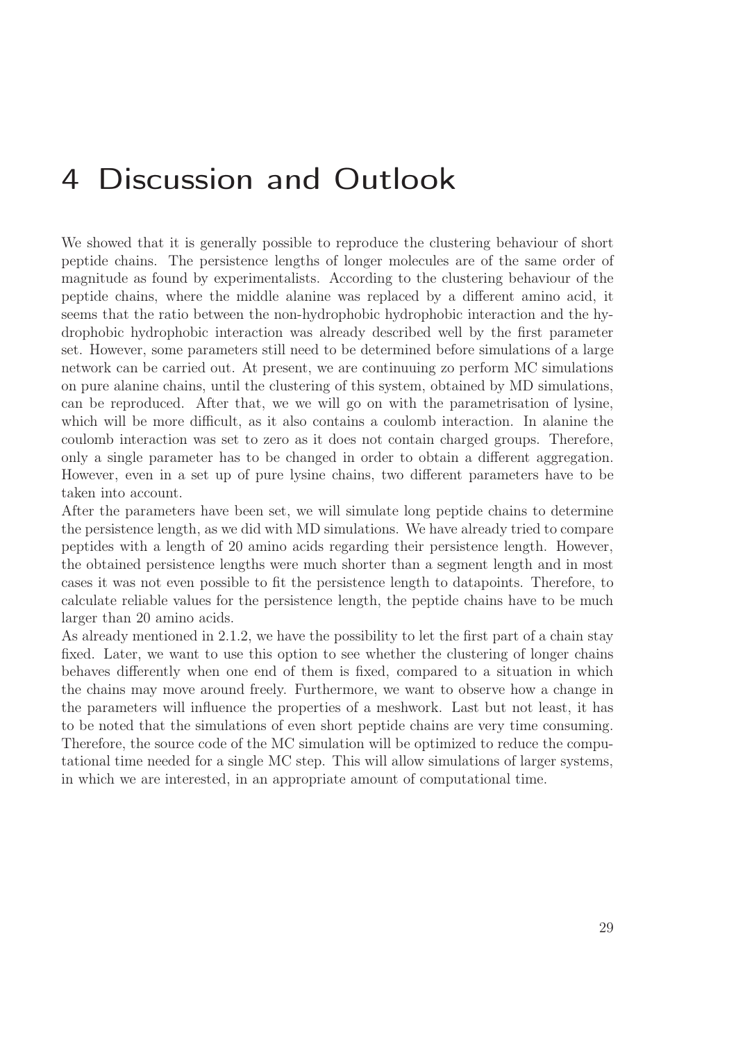# 4 Discussion and Outlook

We showed that it is generally possible to reproduce the clustering behaviour of short peptide chains. The persistence lengths of longer molecules are of the same order of magnitude as found by experimentalists. According to the clustering behaviour of the peptide chains, where the middle alanine was replaced by a different amino acid, it seems that the ratio between the non-hydrophobic hydrophobic interaction and the hydrophobic hydrophobic interaction was already described well by the first parameter set. However, some parameters still need to be determined before simulations of a large network can be carried out. At present, we are continuuing zo perform MC simulations on pure alanine chains, until the clustering of this system, obtained by MD simulations, can be reproduced. After that, we we will go on with the parametrisation of lysine, which will be more difficult, as it also contains a coulomb interaction. In alanine the coulomb interaction was set to zero as it does not contain charged groups. Therefore, only a single parameter has to be changed in order to obtain a different aggregation. However, even in a set up of pure lysine chains, two different parameters have to be taken into account.

After the parameters have been set, we will simulate long peptide chains to determine the persistence length, as we did with MD simulations. We have already tried to compare peptides with a length of 20 amino acids regarding their persistence length. However, the obtained persistence lengths were much shorter than a segment length and in most cases it was not even possible to fit the persistence length to datapoints. Therefore, to calculate reliable values for the persistence length, the peptide chains have to be much larger than 20 amino acids.

As already mentioned in 2.1.2, we have the possibility to let the first part of a chain stay fixed. Later, we want to use this option to see whether the clustering of longer chains behaves differently when one end of them is fixed, compared to a situation in which the chains may move around freely. Furthermore, we want to observe how a change in the parameters will influence the properties of a meshwork. Last but not least, it has to be noted that the simulations of even short peptide chains are very time consuming. Therefore, the source code of the MC simulation will be optimized to reduce the computational time needed for a single MC step. This will allow simulations of larger systems, in which we are interested, in an appropriate amount of computational time.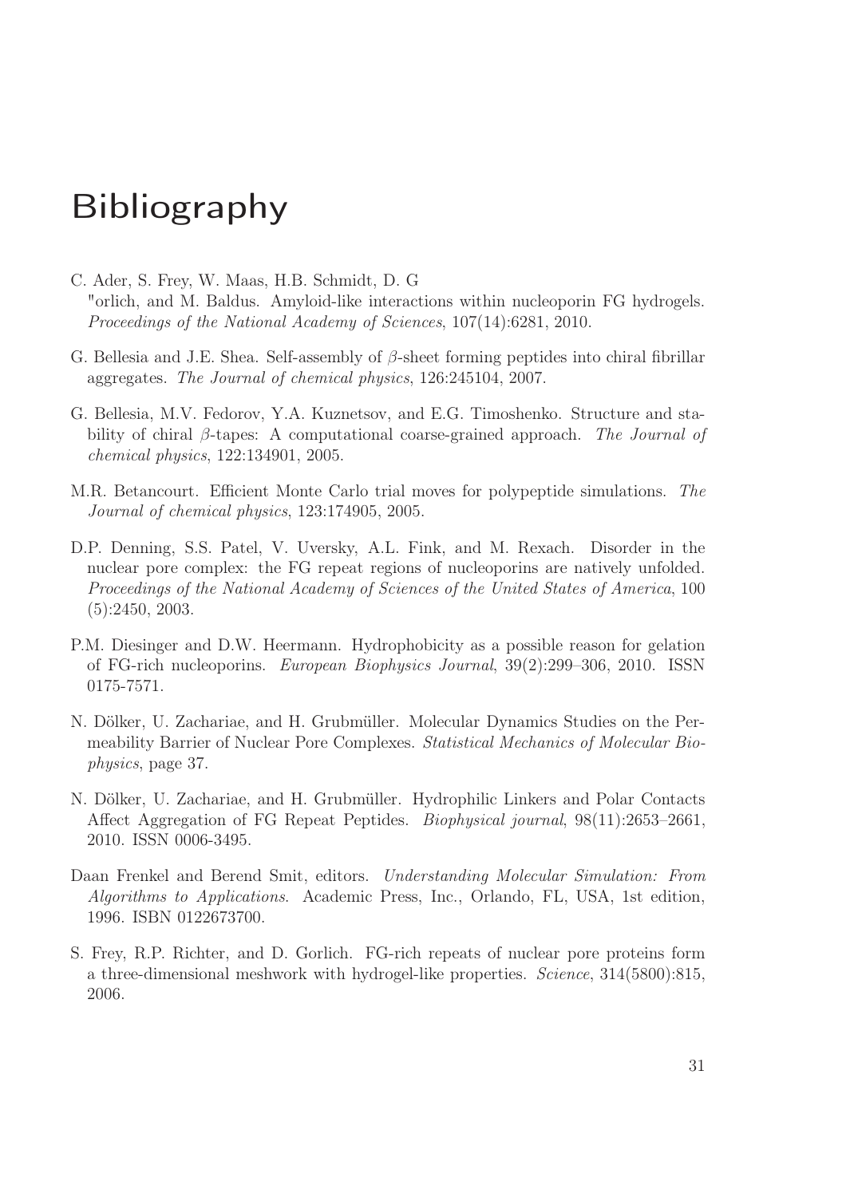# Bibliography

C. Ader, S. Frey, W. Maas, H.B. Schmidt, D. G "orlich, and M. Baldus. Amyloid-like interactions within nucleoporin FG hydrogels. *Proceedings of the National Academy of Sciences*, 107(14):6281, 2010.

G. Bellesia and J.E. Shea. Self-assembly of $\beta$-sheet forming peptides into chiral fibrillar aggregates. *The Journal of chemical physics*, 126:245104, 2007.

G. Bellesia, M.V. Fedorov, Y.A. Kuznetsov, and E.G. Timoshenko. Structure and stability of chiral $\beta$-tapes: A computational coarse-grained approach. *The Journal of chemical physics*, 122:134901, 2005.

M.R. Betancourt. Efficient Monte Carlo trial moves for polypeptide simulations. *The Journal of chemical physics*, 123:174905, 2005.

D.P. Denning, S.S. Patel, V. Uversky, A.L. Fink, and M. Rexach. Disorder in the nuclear pore complex: the FG repeat regions of nucleoporins are natively unfolded. *Proceedings of the National Academy of Sciences of the United States of America*, 100 (5):2450, 2003.

P.M. Diesinger and D.W. Heermann. Hydrophobicity as a possible reason for gelation of FG-rich nucleoporins. *European Biophysics Journal*, 39(2):299–306, 2010. ISSN 0175-7571.

N. Dölker, U. Zachariae, and H. Grubmüller. Molecular Dynamics Studies on the Permeability Barrier of Nuclear Pore Complexes. *Statistical Mechanics of Molecular Biophysics*, page 37.

N. Dölker, U. Zachariae, and H. Grubmüller. Hydrophilic Linkers and Polar Contacts Affect Aggregation of FG Repeat Peptides. *Biophysical journal*, 98(11):2653–2661, 2010. ISSN 0006-3495.

Daan Frenkel and Berend Smit, editors. *Understanding Molecular Simulation: From Algorithms to Applications.* Academic Press, Inc., Orlando, FL, USA, 1st edition, 1996. ISBN 0122673700.

S. Frey, R.P. Richter, and D. Gorlich. FG-rich repeats of nuclear pore proteins form a three-dimensional meshwork with hydrogel-like properties. *Science*, 314(5800):815, 2006.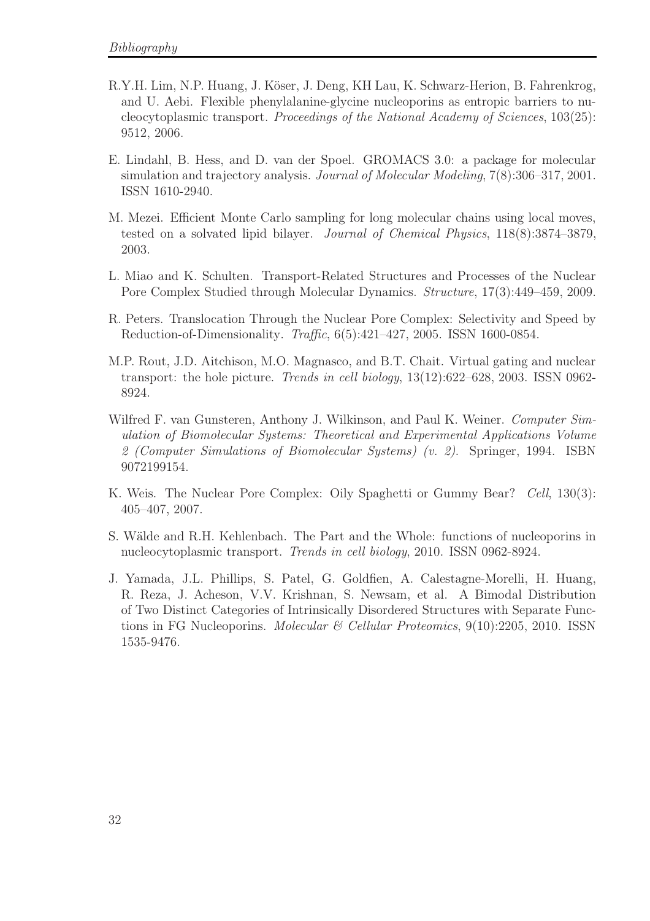R.Y.H. Lim, N.P. Huang, J. Köser, J. Deng, KH Lau, K. Schwarz-Herion, B. Fahrenkrog, and U. Aebi. Flexible phenylalanine-glycine nucleoporins as entropic barriers to nucleocytoplasmic transport. *Proceedings of the National Academy of Sciences*, 103(25): 9512, 2006.

E. Lindahl, B. Hess, and D. van der Spoel. GROMACS 3.0: a package for molecular simulation and trajectory analysis. *Journal of Molecular Modeling*, 7(8):306–317, 2001. ISSN 1610-2940.

M. Mezei. Efficient Monte Carlo sampling for long molecular chains using local moves, tested on a solvated lipid bilayer. *Journal of Chemical Physics*, 118(8):3874–3879, 2003.

L. Miao and K. Schulten. Transport-Related Structures and Processes of the Nuclear Pore Complex Studied through Molecular Dynamics. *Structure*, 17(3):449–459, 2009.

R. Peters. Translocation Through the Nuclear Pore Complex: Selectivity and Speed by Reduction-of-Dimensionality. *Traffic*, 6(5):421–427, 2005. ISSN 1600-0854.

M.P. Rout, J.D. Aitchison, M.O. Magnasco, and B.T. Chait. Virtual gating and nuclear transport: the hole picture. *Trends in cell biology*, 13(12):622–628, 2003. ISSN 0962-8924.

Wilfred F. van Gunsteren, Anthony J. Wilkinson, and Paul K. Weiner. *Computer Simulation of Biomolecular Systems: Theoretical and Experimental Applications Volume 2 (Computer Simulations of Biomolecular Systems) (v. 2)*. Springer, 1994. ISBN 9072199154.

K. Weis. The Nuclear Pore Complex: Oily Spaghetti or Gummy Bear? *Cell*, 130(3): 405–407, 2007.

S. Wälde and R.H. Kehlenbach. The Part and the Whole: functions of nucleoporins in nucleocytoplasmic transport. *Trends in cell biology*, 2010. ISSN 0962-8924.

J. Yamada, J.L. Phillips, S. Patel, G. Goldfien, A. Calestagne-Morelli, H. Huang, R. Reza, J. Acheson, V.V. Krishnan, S. Newsam, et al. A Bimodal Distribution of Two Distinct Categories of Intrinsically Disordered Structures with Separate Functions in FG Nucleoporins. *Molecular & Cellular Proteomics*, 9(10):2205, 2010. ISSN 1535-9476.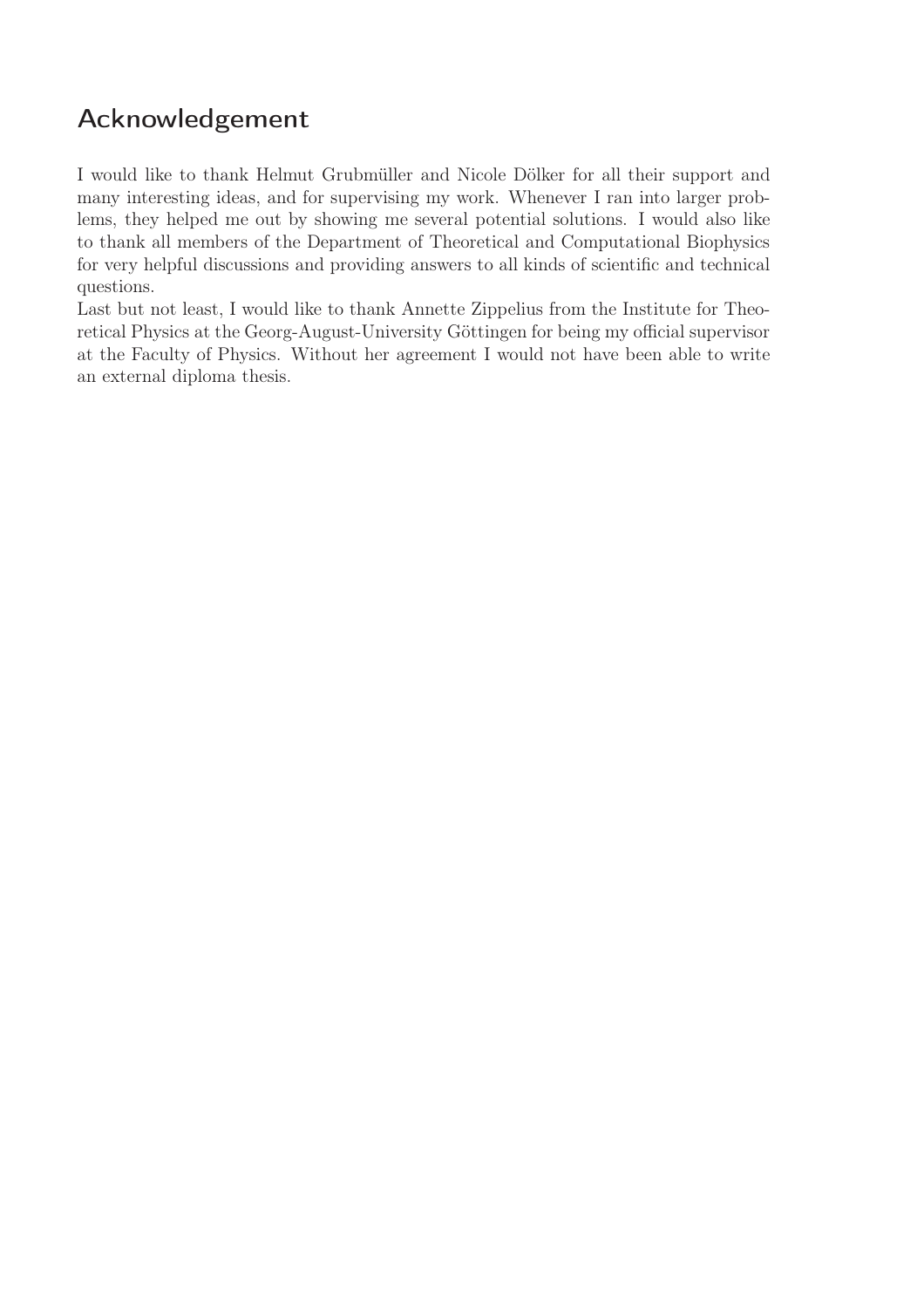# Acknowledgement

I would like to thank Helmut Grubmüller and Nicole Dölker for all their support and many interesting ideas, and for supervising my work. Whenever I ran into larger problems, they helped me out by showing me several potential solutions. I would also like to thank all members of the Department of Theoretical and Computational Biophysics for very helpful discussions and providing answers to all kinds of scientific and technical questions.

Last but not least, I would like to thank Annette Zippelius from the Institute for Theoretical Physics at the Georg-August-University Göttingen for being my official supervisor at the Faculty of Physics. Without her agreement I would not have been able to write an external diploma thesis.